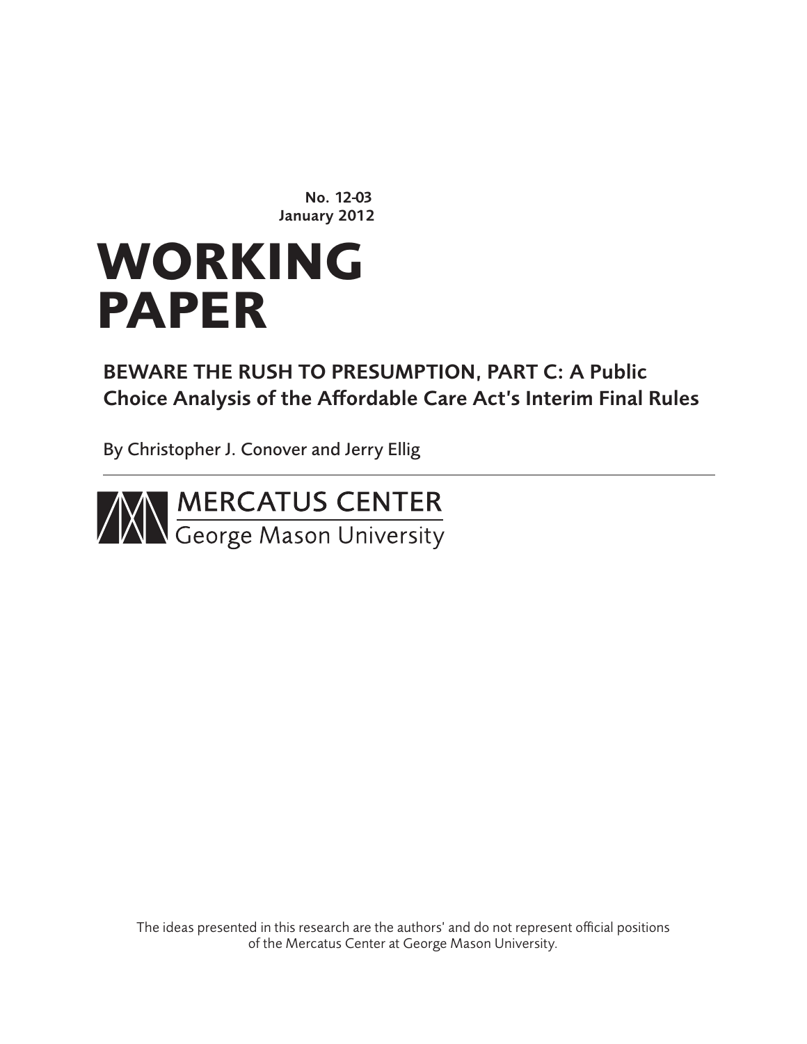No. 12-03
January 2012

# WORKING PAPER

## BEWARE THE RUSH TO PRESUMPTION, PART C: A Public Choice Analysis of the Affordable Care Act's Interim Final Rules

By Christopher J. Conover and Jerry Ellig

MERCATUS CENTER
George Mason University

The ideas presented in this research are the authors' and do not represent official positions of the Mercatus Center at George Mason University.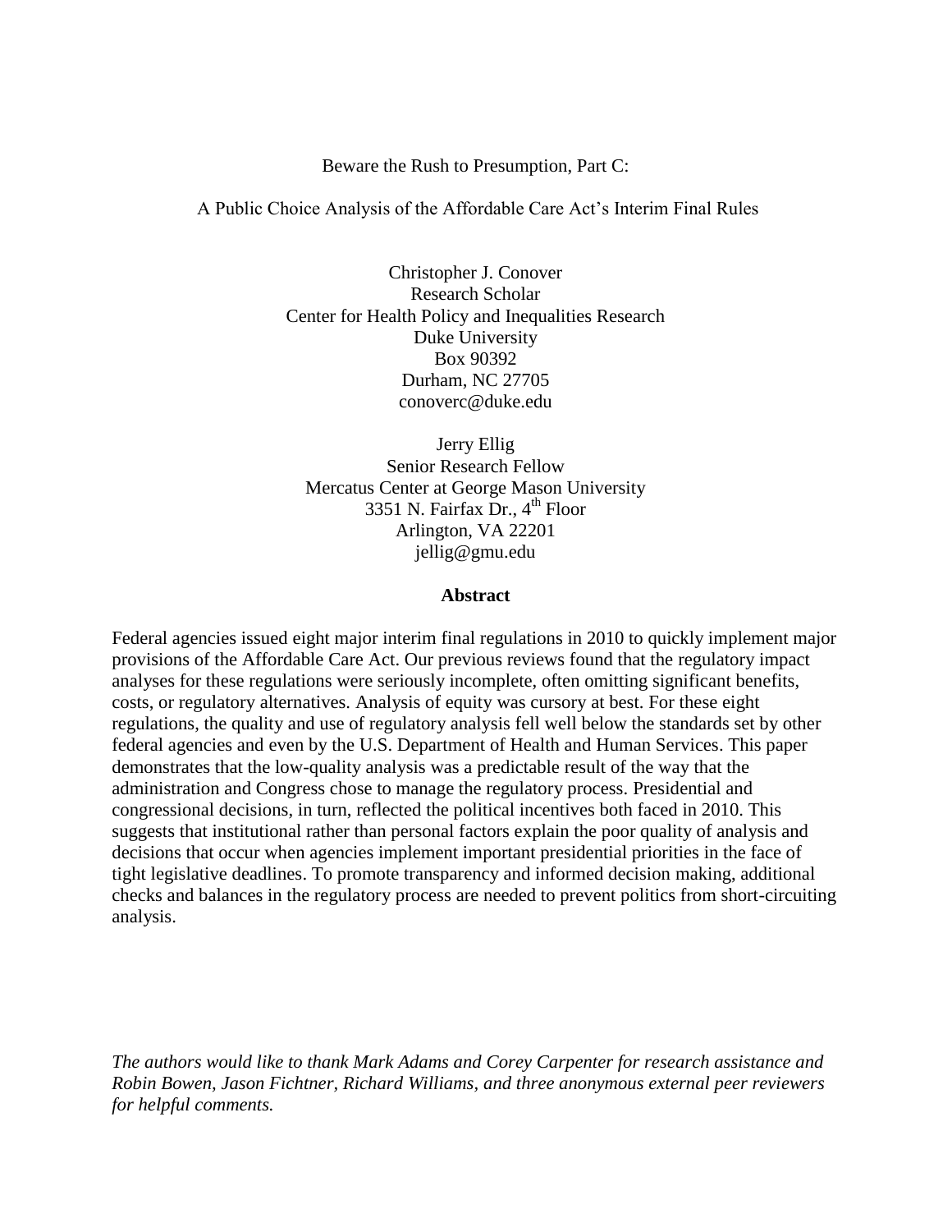Beware the Rush to Presumption, Part C:

A Public Choice Analysis of the Affordable Care Act's Interim Final Rules

Christopher J. Conover
Research Scholar
Center for Health Policy and Inequalities Research
Duke University
Box 90392
Durham, NC 27705
conoverc@duke.edu

Jerry Ellig
Senior Research Fellow
Mercatus Center at George Mason University
3351 N. Fairfax Dr., 4th Floor
Arlington, VA 22201
jellig@gmu.edu

## Abstract

Federal agencies issued eight major interim final regulations in 2010 to quickly implement major provisions of the Affordable Care Act. Our previous reviews found that the regulatory impact analyses for these regulations were seriously incomplete, often omitting significant benefits, costs, or regulatory alternatives. Analysis of equity was cursory at best. For these eight regulations, the quality and use of regulatory analysis fell well below the standards set by other federal agencies and even by the U.S. Department of Health and Human Services. This paper demonstrates that the low-quality analysis was a predictable result of the way that the administration and Congress chose to manage the regulatory process. Presidential and congressional decisions, in turn, reflected the political incentives both faced in 2010. This suggests that institutional rather than personal factors explain the poor quality of analysis and decisions that occur when agencies implement important presidential priorities in the face of tight legislative deadlines. To promote transparency and informed decision making, additional checks and balances in the regulatory process are needed to prevent politics from short-circuiting analysis.

*The authors would like to thank Mark Adams and Corey Carpenter for research assistance and Robin Bowen, Jason Fichtner, Richard Williams, and three anonymous external peer reviewers for helpful comments.*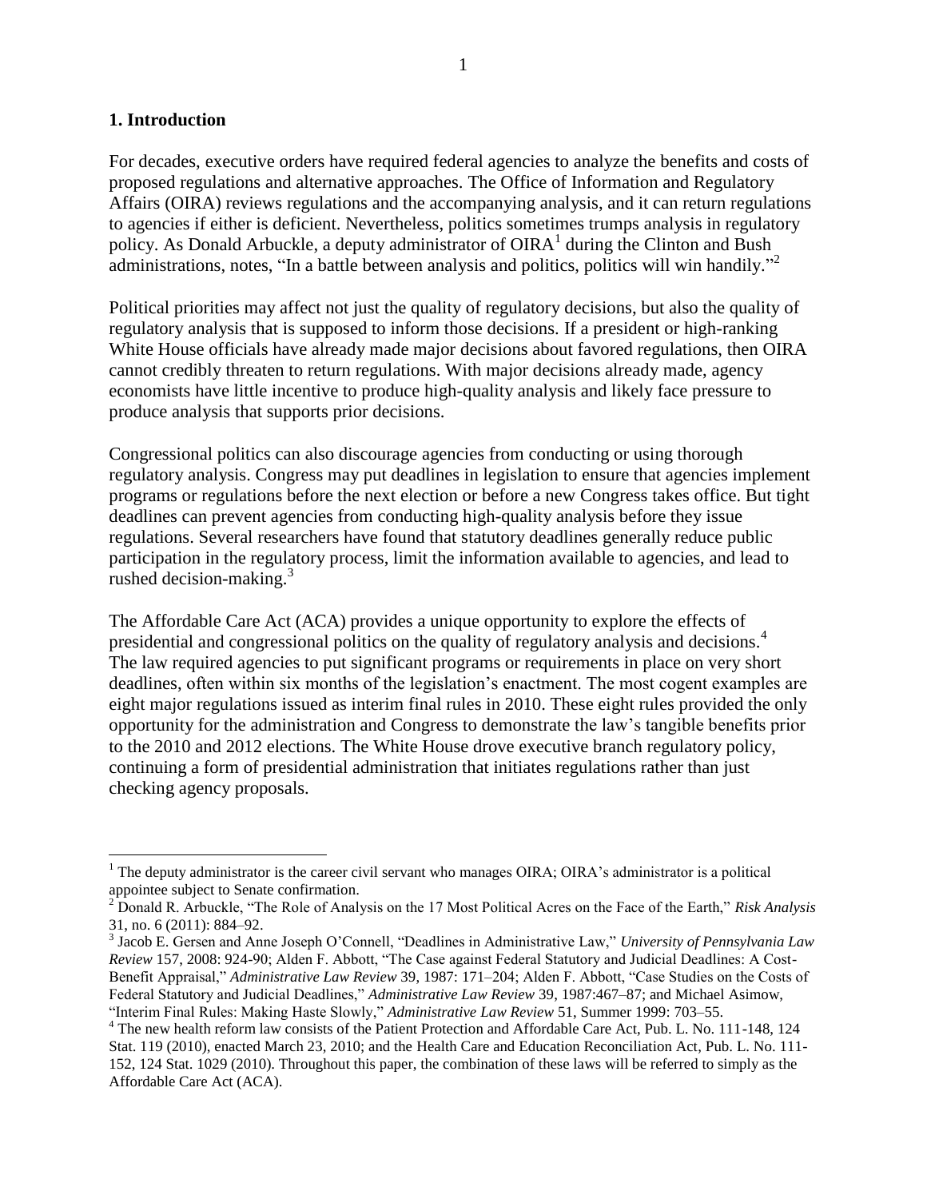## 1. Introduction

For decades, executive orders have required federal agencies to analyze the benefits and costs of proposed regulations and alternative approaches. The Office of Information and Regulatory Affairs (OIRA) reviews regulations and the accompanying analysis, and it can return regulations to agencies if either is deficient. Nevertheless, politics sometimes trumps analysis in regulatory policy. As Donald Arbuckle, a deputy administrator of OIRA[1] during the Clinton and Bush administrations, notes, "In a battle between analysis and politics, politics will win handily."[2]

Political priorities may affect not just the quality of regulatory decisions, but also the quality of regulatory analysis that is supposed to inform those decisions. If a president or high-ranking White House officials have already made major decisions about favored regulations, then OIRA cannot credibly threaten to return regulations. With major decisions already made, agency economists have little incentive to produce high-quality analysis and likely face pressure to produce analysis that supports prior decisions.

Congressional politics can also discourage agencies from conducting or using thorough regulatory analysis. Congress may put deadlines in legislation to ensure that agencies implement programs or regulations before the next election or before a new Congress takes office. But tight deadlines can prevent agencies from conducting high-quality analysis before they issue regulations. Several researchers have found that statutory deadlines generally reduce public participation in the regulatory process, limit the information available to agencies, and lead to rushed decision-making.[3]

The Affordable Care Act (ACA) provides a unique opportunity to explore the effects of presidential and congressional politics on the quality of regulatory analysis and decisions.[4] The law required agencies to put significant programs or requirements in place on very short deadlines, often within six months of the legislation's enactment. The most cogent examples are eight major regulations issued as interim final rules in 2010. These eight rules provided the only opportunity for the administration and Congress to demonstrate the law's tangible benefits prior to the 2010 and 2012 elections. The White House drove executive branch regulatory policy, continuing a form of presidential administration that initiates regulations rather than just checking agency proposals.

---

[1] The deputy administrator is the career civil servant who manages OIRA; OIRA's administrator is a political appointee subject to Senate confirmation.

[2] Donald R. Arbuckle, "The Role of Analysis on the 17 Most Political Acres on the Face of the Earth," *Risk Analysis* 31, no. 6 (2011): 884–92.

[3] Jacob E. Gersen and Anne Joseph O'Connell, "Deadlines in Administrative Law," *University of Pennsylvania Law Review* 157, 2008: 924-90; Alden F. Abbott, "The Case against Federal Statutory and Judicial Deadlines: A Cost-Benefit Appraisal," *Administrative Law Review* 39, 1987: 171–204; Alden F. Abbott, "Case Studies on the Costs of Federal Statutory and Judicial Deadlines," *Administrative Law Review* 39, 1987:467–87; and Michael Asimow, "Interim Final Rules: Making Haste Slowly," *Administrative Law Review* 51, Summer 1999: 703–55.

[4] The new health reform law consists of the Patient Protection and Affordable Care Act, Pub. L. No. 111-148, 124 Stat. 119 (2010), enacted March 23, 2010; and the Health Care and Education Reconciliation Act, Pub. L. No. 111-152, 124 Stat. 1029 (2010). Throughout this paper, the combination of these laws will be referred to simply as the Affordable Care Act (ACA).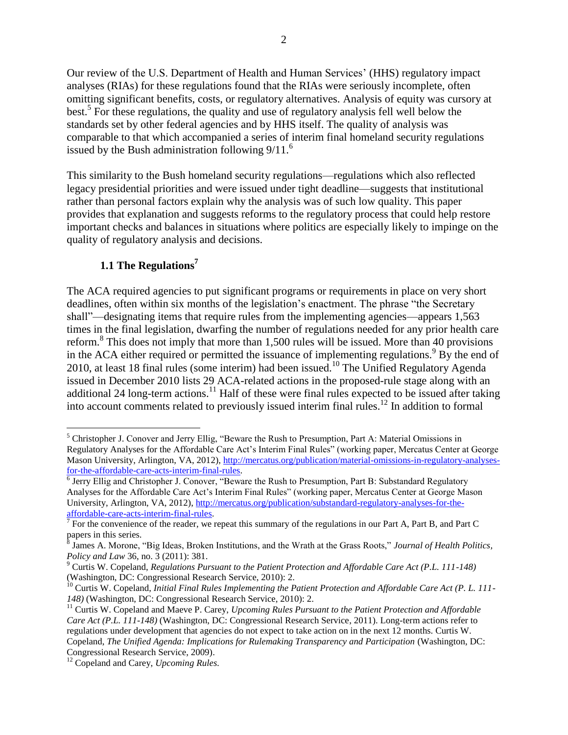Our review of the U.S. Department of Health and Human Services' (HHS) regulatory impact analyses (RIAs) for these regulations found that the RIAs were seriously incomplete, often omitting significant benefits, costs, or regulatory alternatives. Analysis of equity was cursory at best.[5] For these regulations, the quality and use of regulatory analysis fell well below the standards set by other federal agencies and by HHS itself. The quality of analysis was comparable to that which accompanied a series of interim final homeland security regulations issued by the Bush administration following 9/11.[6]

This similarity to the Bush homeland security regulations—regulations which also reflected legacy presidential priorities and were issued under tight deadline—suggests that institutional rather than personal factors explain why the analysis was of such low quality. This paper provides that explanation and suggests reforms to the regulatory process that could help restore important checks and balances in situations where politics are especially likely to impinge on the quality of regulatory analysis and decisions.

### 1.1 The Regulations[7]

The ACA required agencies to put significant programs or requirements in place on very short deadlines, often within six months of the legislation's enactment. The phrase "the Secretary shall"—designating items that require rules from the implementing agencies—appears 1,563 times in the final legislation, dwarfing the number of regulations needed for any prior health care reform.[8] This does not imply that more than 1,500 rules will be issued. More than 40 provisions in the ACA either required or permitted the issuance of implementing regulations.[9] By the end of 2010, at least 18 final rules (some interim) had been issued.[10] The Unified Regulatory Agenda issued in December 2010 lists 29 ACA-related actions in the proposed-rule stage along with an additional 24 long-term actions.[11] Half of these were final rules expected to be issued after taking into account comments related to previously issued interim final rules.[12] In addition to formal

---

[5] Christopher J. Conover and Jerry Ellig, "Beware the Rush to Presumption, Part A: Material Omissions in Regulatory Analyses for the Affordable Care Act's Interim Final Rules" (working paper, Mercatus Center at George Mason University, Arlington, VA, 2012), http://mercatus.org/publication/material-omissions-in-regulatory-analyses-for-the-affordable-care-acts-interim-final-rules.

[6] Jerry Ellig and Christopher J. Conover, "Beware the Rush to Presumption, Part B: Substandard Regulatory Analyses for the Affordable Care Act's Interim Final Rules" (working paper, Mercatus Center at George Mason University, Arlington, VA, 2012), http://mercatus.org/publication/substandard-regulatory-analyses-for-the-affordable-care-acts-interim-final-rules.

[7] For the convenience of the reader, we repeat this summary of the regulations in our Part A, Part B, and Part C papers in this series.

[8] James A. Morone, "Big Ideas, Broken Institutions, and the Wrath at the Grass Roots," *Journal of Health Politics, Policy and Law* 36, no. 3 (2011): 381.

[9] Curtis W. Copeland, *Regulations Pursuant to the Patient Protection and Affordable Care Act (P.L. 111-148)* (Washington, DC: Congressional Research Service, 2010): 2.

[10] Curtis W. Copeland, *Initial Final Rules Implementing the Patient Protection and Affordable Care Act (P. L. 111-148)* (Washington, DC: Congressional Research Service, 2010): 2.

[11] Curtis W. Copeland and Maeve P. Carey, *Upcoming Rules Pursuant to the Patient Protection and Affordable Care Act (P.L. 111-148)* (Washington, DC: Congressional Research Service, 2011). Long-term actions refer to regulations under development that agencies do not expect to take action on in the next 12 months. Curtis W. Copeland, *The Unified Agenda: Implications for Rulemaking Transparency and Participation* (Washington, DC: Congressional Research Service, 2009).

[12] Copeland and Carey, *Upcoming Rules.*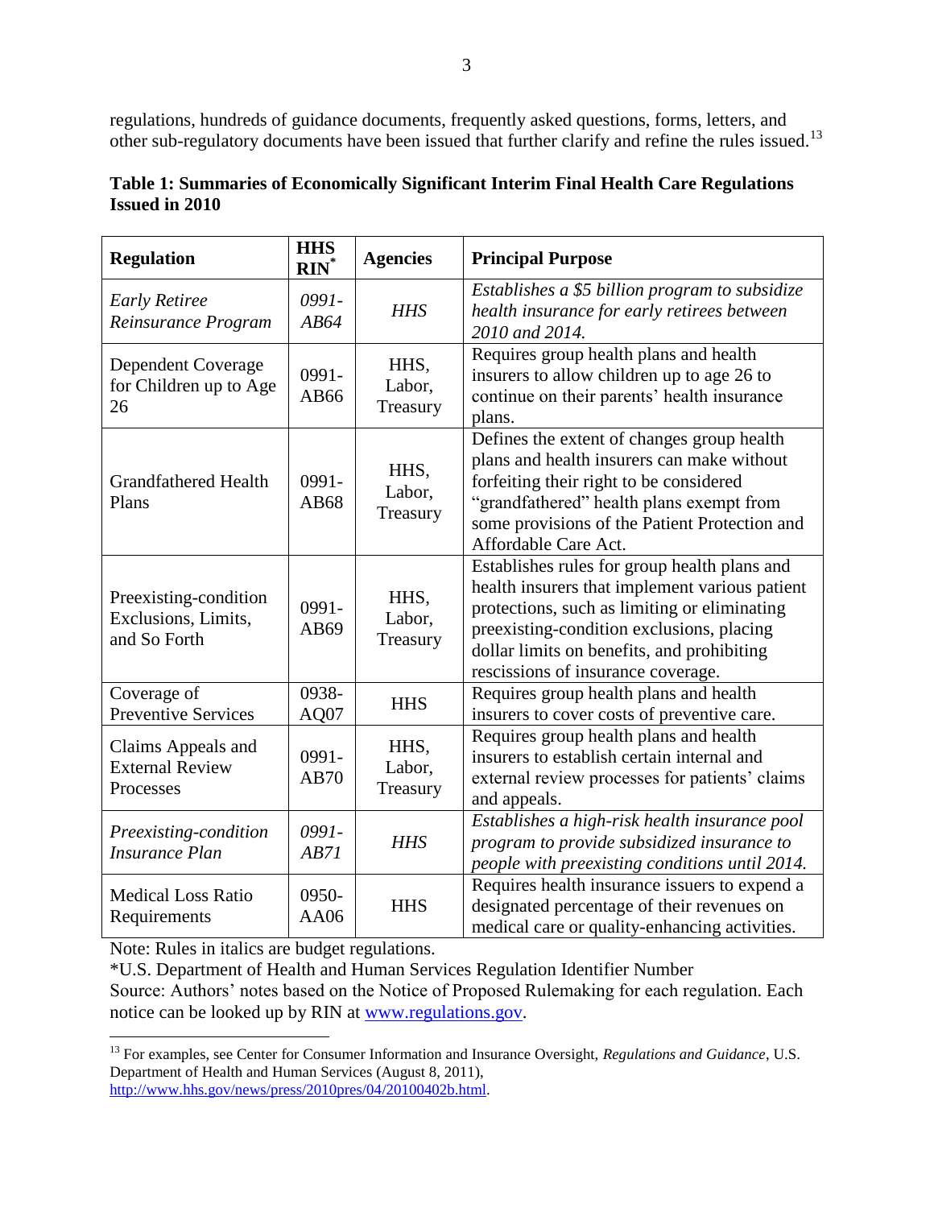regulations, hundreds of guidance documents, frequently asked questions, forms, letters, and other sub-regulatory documents have been issued that further clarify and refine the rules issued.[13]

**Table 1: Summaries of Economically Significant Interim Final Health Care Regulations Issued in 2010**

| Regulation | HHS RIN* | Agencies | Principal Purpose |
|---|---|---|---|
| *Early Retiree Reinsurance Program* | *0991-AB64* | *HHS* | *Establishes a $5 billion program to subsidize health insurance for early retirees between 2010 and 2014.* |
| Dependent Coverage for Children up to Age 26 | 0991-AB66 | HHS, Labor, Treasury | Requires group health plans and health insurers to allow children up to age 26 to continue on their parents' health insurance plans. |
| Grandfathered Health Plans | 0991-AB68 | HHS, Labor, Treasury | Defines the extent of changes group health plans and health insurers can make without forfeiting their right to be considered "grandfathered" health plans exempt from some provisions of the Patient Protection and Affordable Care Act. |
| Preexisting-condition Exclusions, Limits, and So Forth | 0991-AB69 | HHS, Labor, Treasury | Establishes rules for group health plans and health insurers that implement various patient protections, such as limiting or eliminating preexisting-condition exclusions, placing dollar limits on benefits, and prohibiting rescissions of insurance coverage. |
| Coverage of Preventive Services | 0938-AQ07 | HHS | Requires group health plans and health insurers to cover costs of preventive care. |
| Claims Appeals and External Review Processes | 0991-AB70 | HHS, Labor, Treasury | Requires group health plans and health insurers to establish certain internal and external review processes for patients' claims and appeals. |
| *Preexisting-condition Insurance Plan* | *0991-AB71* | *HHS* | *Establishes a high-risk health insurance pool program to provide subsidized insurance to people with preexisting conditions until 2014.* |
| Medical Loss Ratio Requirements | 0950-AA06 | HHS | Requires health insurance issuers to expend a designated percentage of their revenues on medical care or quality-enhancing activities. |

Note: Rules in italics are budget regulations.

*U.S. Department of Health and Human Services Regulation Identifier Number

Source: Authors' notes based on the Notice of Proposed Rulemaking for each regulation. Each notice can be looked up by RIN at www.regulations.gov.

[13] For examples, see Center for Consumer Information and Insurance Oversight, *Regulations and Guidance*, U.S. Department of Health and Human Services (August 8, 2011), http://www.hhs.gov/news/press/2010pres/04/20100402b.html.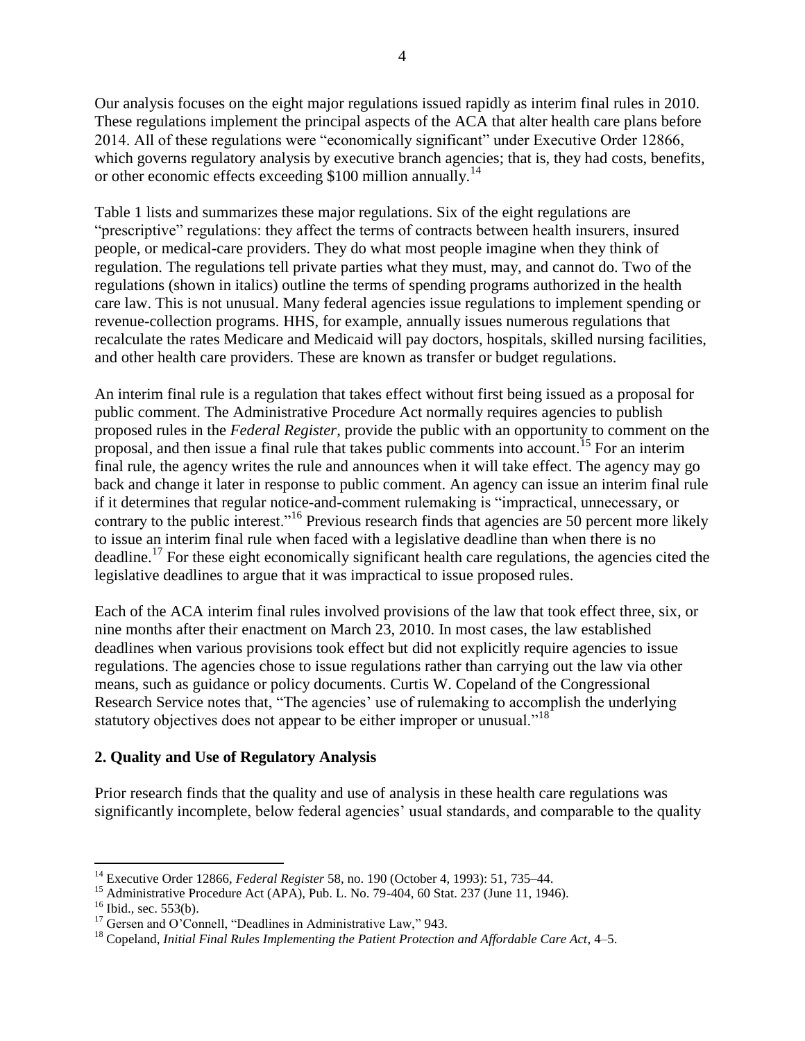Our analysis focuses on the eight major regulations issued rapidly as interim final rules in 2010. These regulations implement the principal aspects of the ACA that alter health care plans before 2014. All of these regulations were "economically significant" under Executive Order 12866, which governs regulatory analysis by executive branch agencies; that is, they had costs, benefits, or other economic effects exceeding $100 million annually.[14]

Table 1 lists and summarizes these major regulations. Six of the eight regulations are "prescriptive" regulations: they affect the terms of contracts between health insurers, insured people, or medical-care providers. They do what most people imagine when they think of regulation. The regulations tell private parties what they must, may, and cannot do. Two of the regulations (shown in italics) outline the terms of spending programs authorized in the health care law. This is not unusual. Many federal agencies issue regulations to implement spending or revenue-collection programs. HHS, for example, annually issues numerous regulations that recalculate the rates Medicare and Medicaid will pay doctors, hospitals, skilled nursing facilities, and other health care providers. These are known as transfer or budget regulations.

An interim final rule is a regulation that takes effect without first being issued as a proposal for public comment. The Administrative Procedure Act normally requires agencies to publish proposed rules in the *Federal Register*, provide the public with an opportunity to comment on the proposal, and then issue a final rule that takes public comments into account.[15] For an interim final rule, the agency writes the rule and announces when it will take effect. The agency may go back and change it later in response to public comment. An agency can issue an interim final rule if it determines that regular notice-and-comment rulemaking is "impractical, unnecessary, or contrary to the public interest."[16] Previous research finds that agencies are 50 percent more likely to issue an interim final rule when faced with a legislative deadline than when there is no deadline.[17] For these eight economically significant health care regulations, the agencies cited the legislative deadlines to argue that it was impractical to issue proposed rules.

Each of the ACA interim final rules involved provisions of the law that took effect three, six, or nine months after their enactment on March 23, 2010. In most cases, the law established deadlines when various provisions took effect but did not explicitly require agencies to issue regulations. The agencies chose to issue regulations rather than carrying out the law via other means, such as guidance or policy documents. Curtis W. Copeland of the Congressional Research Service notes that, "The agencies' use of rulemaking to accomplish the underlying statutory objectives does not appear to be either improper or unusual."[18]

## 2. Quality and Use of Regulatory Analysis

Prior research finds that the quality and use of analysis in these health care regulations was significantly incomplete, below federal agencies' usual standards, and comparable to the quality

---

[14] Executive Order 12866, *Federal Register* 58, no. 190 (October 4, 1993): 51, 735–44.

[15] Administrative Procedure Act (APA), Pub. L. No. 79-404, 60 Stat. 237 (June 11, 1946).

[16] Ibid., sec. 553(b).

[17] Gersen and O'Connell, "Deadlines in Administrative Law," 943.

[18] Copeland, *Initial Final Rules Implementing the Patient Protection and Affordable Care Act*, 4–5.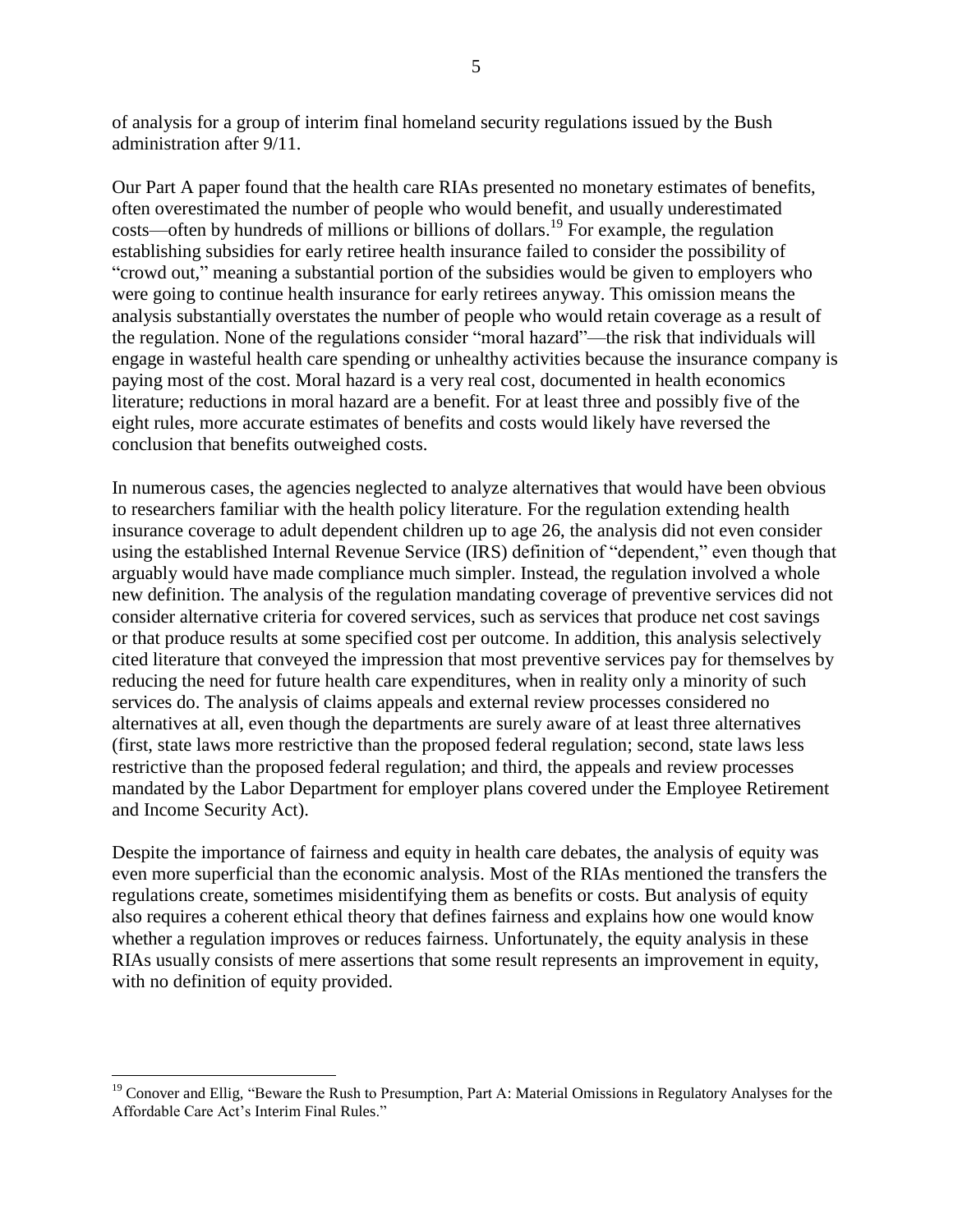of analysis for a group of interim final homeland security regulations issued by the Bush administration after 9/11.

Our Part A paper found that the health care RIAs presented no monetary estimates of benefits, often overestimated the number of people who would benefit, and usually underestimated costs—often by hundreds of millions or billions of dollars.[19] For example, the regulation establishing subsidies for early retiree health insurance failed to consider the possibility of "crowd out," meaning a substantial portion of the subsidies would be given to employers who were going to continue health insurance for early retirees anyway. This omission means the analysis substantially overstates the number of people who would retain coverage as a result of the regulation. None of the regulations consider "moral hazard"—the risk that individuals will engage in wasteful health care spending or unhealthy activities because the insurance company is paying most of the cost. Moral hazard is a very real cost, documented in health economics literature; reductions in moral hazard are a benefit. For at least three and possibly five of the eight rules, more accurate estimates of benefits and costs would likely have reversed the conclusion that benefits outweighed costs.

In numerous cases, the agencies neglected to analyze alternatives that would have been obvious to researchers familiar with the health policy literature. For the regulation extending health insurance coverage to adult dependent children up to age 26, the analysis did not even consider using the established Internal Revenue Service (IRS) definition of "dependent," even though that arguably would have made compliance much simpler. Instead, the regulation involved a whole new definition. The analysis of the regulation mandating coverage of preventive services did not consider alternative criteria for covered services, such as services that produce net cost savings or that produce results at some specified cost per outcome. In addition, this analysis selectively cited literature that conveyed the impression that most preventive services pay for themselves by reducing the need for future health care expenditures, when in reality only a minority of such services do. The analysis of claims appeals and external review processes considered no alternatives at all, even though the departments are surely aware of at least three alternatives (first, state laws more restrictive than the proposed federal regulation; second, state laws less restrictive than the proposed federal regulation; and third, the appeals and review processes mandated by the Labor Department for employer plans covered under the Employee Retirement and Income Security Act).

Despite the importance of fairness and equity in health care debates, the analysis of equity was even more superficial than the economic analysis. Most of the RIAs mentioned the transfers the regulations create, sometimes misidentifying them as benefits or costs. But analysis of equity also requires a coherent ethical theory that defines fairness and explains how one would know whether a regulation improves or reduces fairness. Unfortunately, the equity analysis in these RIAs usually consists of mere assertions that some result represents an improvement in equity, with no definition of equity provided.

---

[19] Conover and Ellig, "Beware the Rush to Presumption, Part A: Material Omissions in Regulatory Analyses for the Affordable Care Act's Interim Final Rules."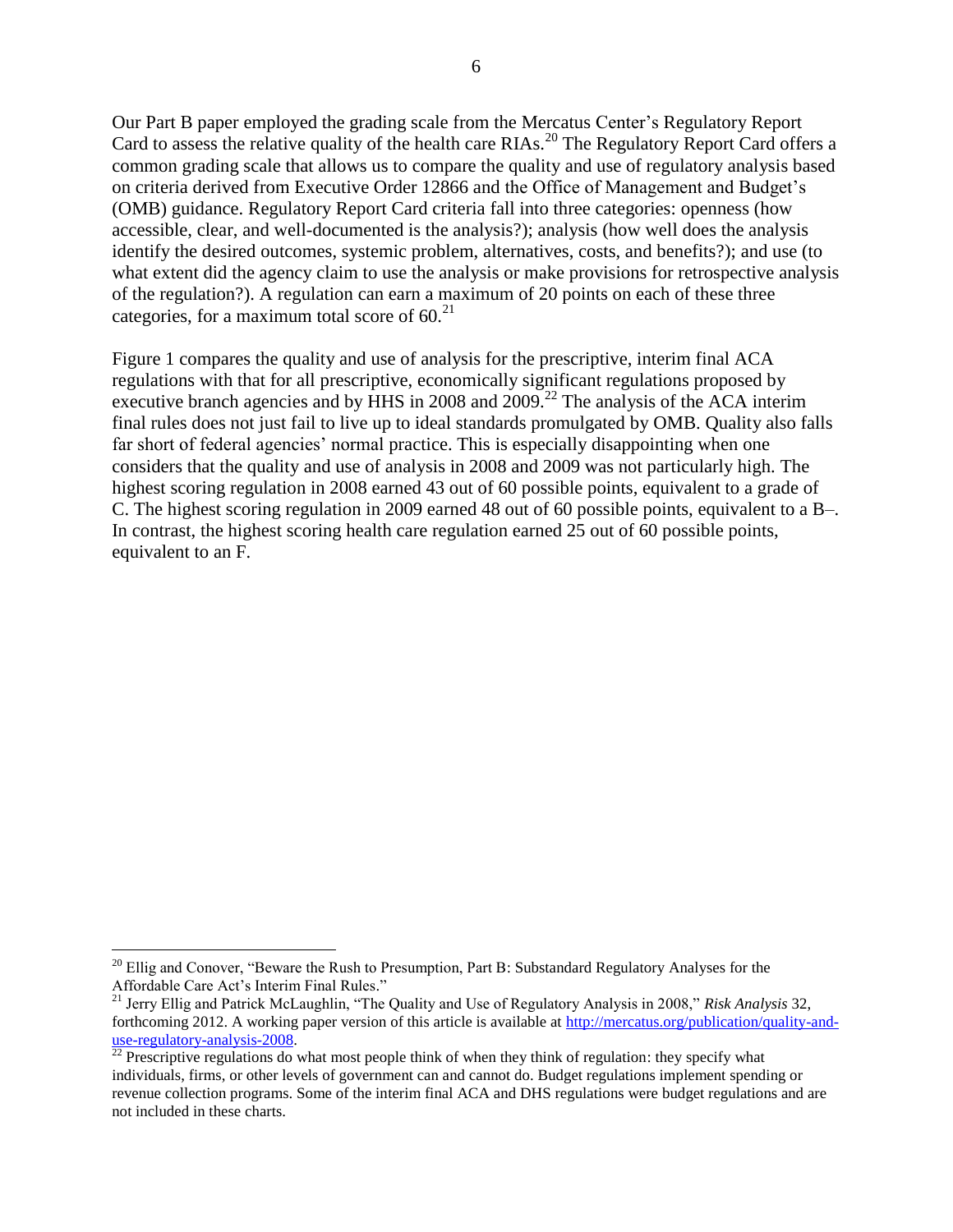Our Part B paper employed the grading scale from the Mercatus Center's Regulatory Report Card to assess the relative quality of the health care RIAs.[20] The Regulatory Report Card offers a common grading scale that allows us to compare the quality and use of regulatory analysis based on criteria derived from Executive Order 12866 and the Office of Management and Budget's (OMB) guidance. Regulatory Report Card criteria fall into three categories: openness (how accessible, clear, and well-documented is the analysis?); analysis (how well does the analysis identify the desired outcomes, systemic problem, alternatives, costs, and benefits?); and use (to what extent did the agency claim to use the analysis or make provisions for retrospective analysis of the regulation?). A regulation can earn a maximum of 20 points on each of these three categories, for a maximum total score of 60.[21]

Figure 1 compares the quality and use of analysis for the prescriptive, interim final ACA regulations with that for all prescriptive, economically significant regulations proposed by executive branch agencies and by HHS in 2008 and 2009.[22] The analysis of the ACA interim final rules does not just fail to live up to ideal standards promulgated by OMB. Quality also falls far short of federal agencies' normal practice. This is especially disappointing when one considers that the quality and use of analysis in 2008 and 2009 was not particularly high. The highest scoring regulation in 2008 earned 43 out of 60 possible points, equivalent to a grade of C. The highest scoring regulation in 2009 earned 48 out of 60 possible points, equivalent to a B–. In contrast, the highest scoring health care regulation earned 25 out of 60 possible points, equivalent to an F.

---

[20] Ellig and Conover, "Beware the Rush to Presumption, Part B: Substandard Regulatory Analyses for the Affordable Care Act's Interim Final Rules."

[21] Jerry Ellig and Patrick McLaughlin, "The Quality and Use of Regulatory Analysis in 2008," *Risk Analysis* 32, forthcoming 2012. A working paper version of this article is available at http://mercatus.org/publication/quality-and-use-regulatory-analysis-2008.

[22] Prescriptive regulations do what most people think of when they think of regulation: they specify what individuals, firms, or other levels of government can and cannot do. Budget regulations implement spending or revenue collection programs. Some of the interim final ACA and DHS regulations were budget regulations and are not included in these charts.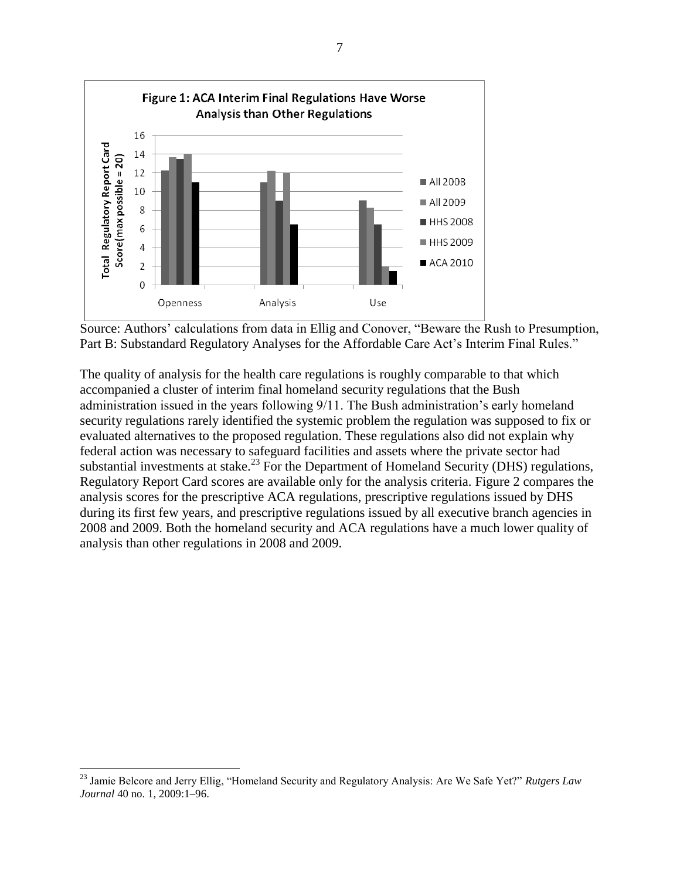Figure 1: ACA Interim Final Regulations Have Worse Analysis than Other Regulations

Source: Authors' calculations from data in Ellig and Conover, "Beware the Rush to Presumption, Part B: Substandard Regulatory Analyses for the Affordable Care Act's Interim Final Rules."

The quality of analysis for the health care regulations is roughly comparable to that which accompanied a cluster of interim final homeland security regulations that the Bush administration issued in the years following 9/11. The Bush administration's early homeland security regulations rarely identified the systemic problem the regulation was supposed to fix or evaluated alternatives to the proposed regulation. These regulations also did not explain why federal action was necessary to safeguard facilities and assets where the private sector had substantial investments at stake.[23] For the Department of Homeland Security (DHS) regulations, Regulatory Report Card scores are available only for the analysis criteria. Figure 2 compares the analysis scores for the prescriptive ACA regulations, prescriptive regulations issued by DHS during its first few years, and prescriptive regulations issued by all executive branch agencies in 2008 and 2009. Both the homeland security and ACA regulations have a much lower quality of analysis than other regulations in 2008 and 2009.

---

[23] Jamie Belcore and Jerry Ellig, "Homeland Security and Regulatory Analysis: Are We Safe Yet?" *Rutgers Law Journal* 40 no. 1, 2009:1–96.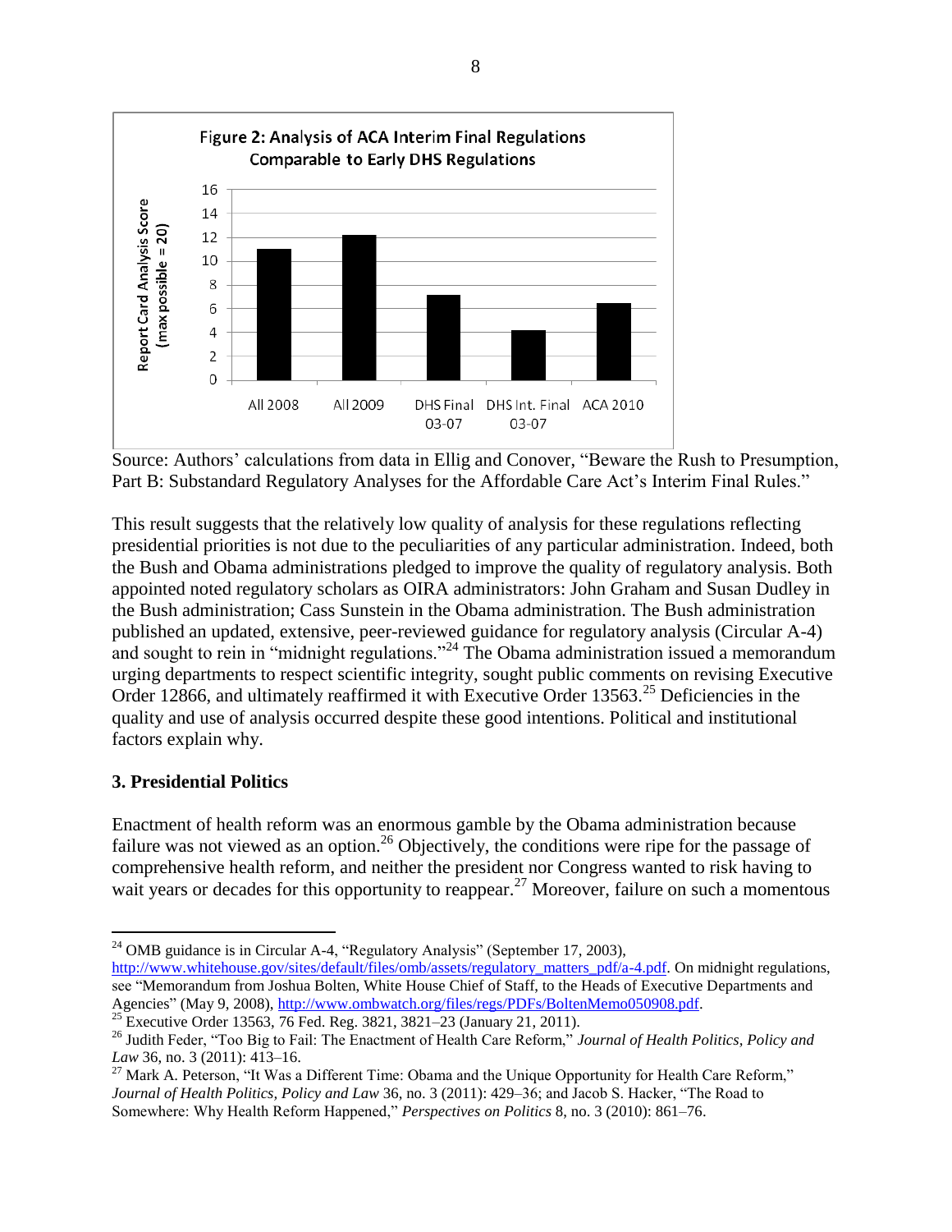Figure 2: Analysis of ACA Interim Final Regulations Comparable to Early DHS Regulations

Source: Authors' calculations from data in Ellig and Conover, "Beware the Rush to Presumption, Part B: Substandard Regulatory Analyses for the Affordable Care Act's Interim Final Rules."

This result suggests that the relatively low quality of analysis for these regulations reflecting presidential priorities is not due to the peculiarities of any particular administration. Indeed, both the Bush and Obama administrations pledged to improve the quality of regulatory analysis. Both appointed noted regulatory scholars as OIRA administrators: John Graham and Susan Dudley in the Bush administration; Cass Sunstein in the Obama administration. The Bush administration published an updated, extensive, peer-reviewed guidance for regulatory analysis (Circular A-4) and sought to rein in "midnight regulations."[24] The Obama administration issued a memorandum urging departments to respect scientific integrity, sought public comments on revising Executive Order 12866, and ultimately reaffirmed it with Executive Order 13563.[25] Deficiencies in the quality and use of analysis occurred despite these good intentions. Political and institutional factors explain why.

## 3. Presidential Politics

Enactment of health reform was an enormous gamble by the Obama administration because failure was not viewed as an option.[26] Objectively, the conditions were ripe for the passage of comprehensive health reform, and neither the president nor Congress wanted to risk having to wait years or decades for this opportunity to reappear.[27] Moreover, failure on such a momentous

---

[24] OMB guidance is in Circular A-4, "Regulatory Analysis" (September 17, 2003), http://www.whitehouse.gov/sites/default/files/omb/assets/regulatory_matters_pdf/a-4.pdf. On midnight regulations, see "Memorandum from Joshua Bolten, White House Chief of Staff, to the Heads of Executive Departments and Agencies" (May 9, 2008), http://www.ombwatch.org/files/regs/PDFs/BoltenMemo050908.pdf.

[25] Executive Order 13563, 76 Fed. Reg. 3821, 3821–23 (January 21, 2011).

[26] Judith Feder, "Too Big to Fail: The Enactment of Health Care Reform," *Journal of Health Politics, Policy and Law* 36, no. 3 (2011): 413–16.

[27] Mark A. Peterson, "It Was a Different Time: Obama and the Unique Opportunity for Health Care Reform," *Journal of Health Politics, Policy and Law* 36, no. 3 (2011): 429–36; and Jacob S. Hacker, "The Road to Somewhere: Why Health Reform Happened," *Perspectives on Politics* 8, no. 3 (2010): 861–76.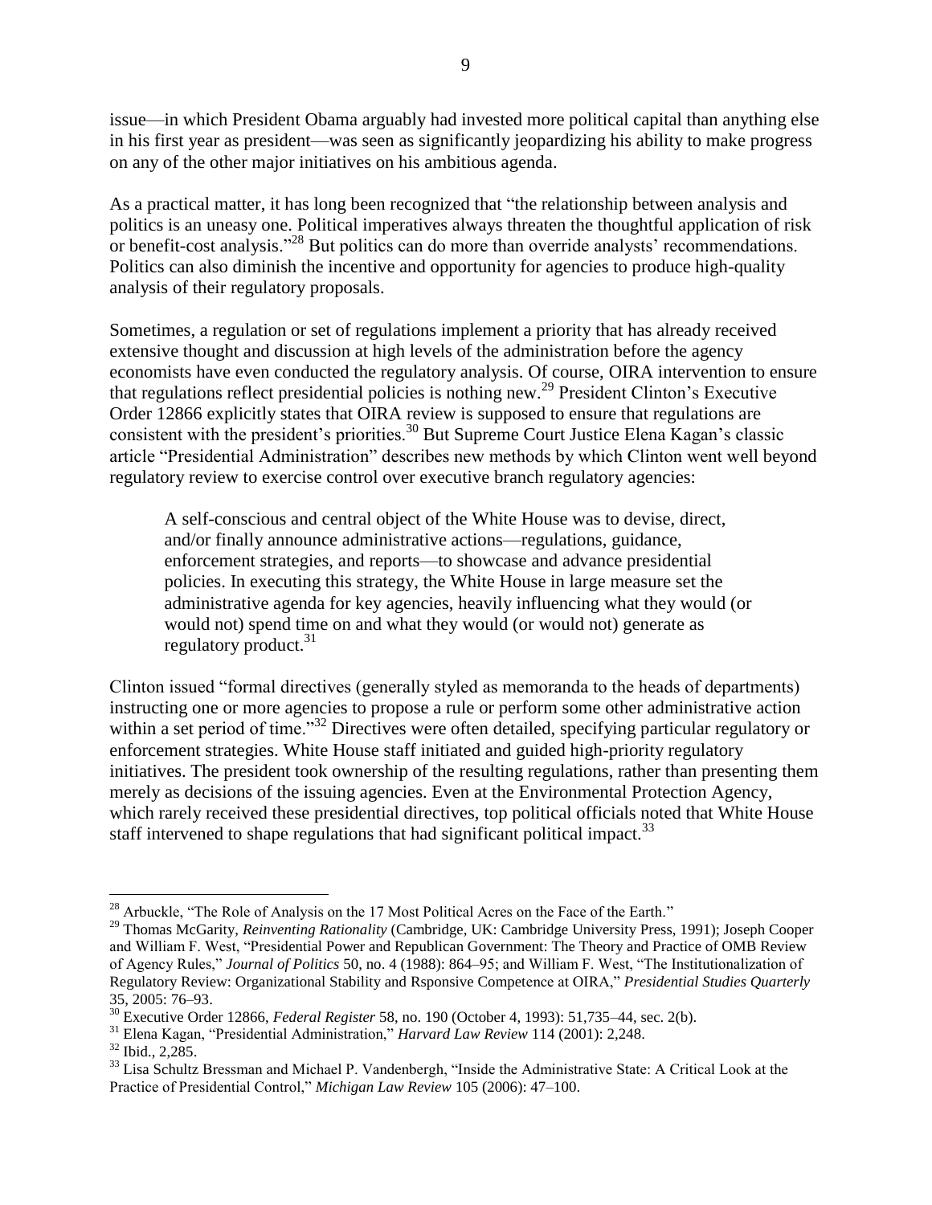issue—in which President Obama arguably had invested more political capital than anything else in his first year as president—was seen as significantly jeopardizing his ability to make progress on any of the other major initiatives on his ambitious agenda.

As a practical matter, it has long been recognized that "the relationship between analysis and politics is an uneasy one. Political imperatives always threaten the thoughtful application of risk or benefit-cost analysis."[28] But politics can do more than override analysts' recommendations. Politics can also diminish the incentive and opportunity for agencies to produce high-quality analysis of their regulatory proposals.

Sometimes, a regulation or set of regulations implement a priority that has already received extensive thought and discussion at high levels of the administration before the agency economists have even conducted the regulatory analysis. Of course, OIRA intervention to ensure that regulations reflect presidential policies is nothing new.[29] President Clinton's Executive Order 12866 explicitly states that OIRA review is supposed to ensure that regulations are consistent with the president's priorities.[30] But Supreme Court Justice Elena Kagan's classic article "Presidential Administration" describes new methods by which Clinton went well beyond regulatory review to exercise control over executive branch regulatory agencies:

> A self-conscious and central object of the White House was to devise, direct, and/or finally announce administrative actions—regulations, guidance, enforcement strategies, and reports—to showcase and advance presidential policies. In executing this strategy, the White House in large measure set the administrative agenda for key agencies, heavily influencing what they would (or would not) spend time on and what they would (or would not) generate as regulatory product.[31]

Clinton issued "formal directives (generally styled as memoranda to the heads of departments) instructing one or more agencies to propose a rule or perform some other administrative action within a set period of time."[32] Directives were often detailed, specifying particular regulatory or enforcement strategies. White House staff initiated and guided high-priority regulatory initiatives. The president took ownership of the resulting regulations, rather than presenting them merely as decisions of the issuing agencies. Even at the Environmental Protection Agency, which rarely received these presidential directives, top political officials noted that White House staff intervened to shape regulations that had significant political impact.[33]

---

[28] Arbuckle, "The Role of Analysis on the 17 Most Political Acres on the Face of the Earth."

[29] Thomas McGarity, *Reinventing Rationality* (Cambridge, UK: Cambridge University Press, 1991); Joseph Cooper and William F. West, "Presidential Power and Republican Government: The Theory and Practice of OMB Review of Agency Rules," *Journal of Politics* 50, no. 4 (1988): 864–95; and William F. West, "The Institutionalization of Regulatory Review: Organizational Stability and Rsponsive Competence at OIRA," *Presidential Studies Quarterly* 35, 2005: 76–93.

[30] Executive Order 12866, *Federal Register* 58, no. 190 (October 4, 1993): 51,735–44, sec. 2(b).

[31] Elena Kagan, "Presidential Administration," *Harvard Law Review* 114 (2001): 2,248.

[32] Ibid., 2,285.

[33] Lisa Schultz Bressman and Michael P. Vandenbergh, "Inside the Administrative State: A Critical Look at the Practice of Presidential Control," *Michigan Law Review* 105 (2006): 47–100.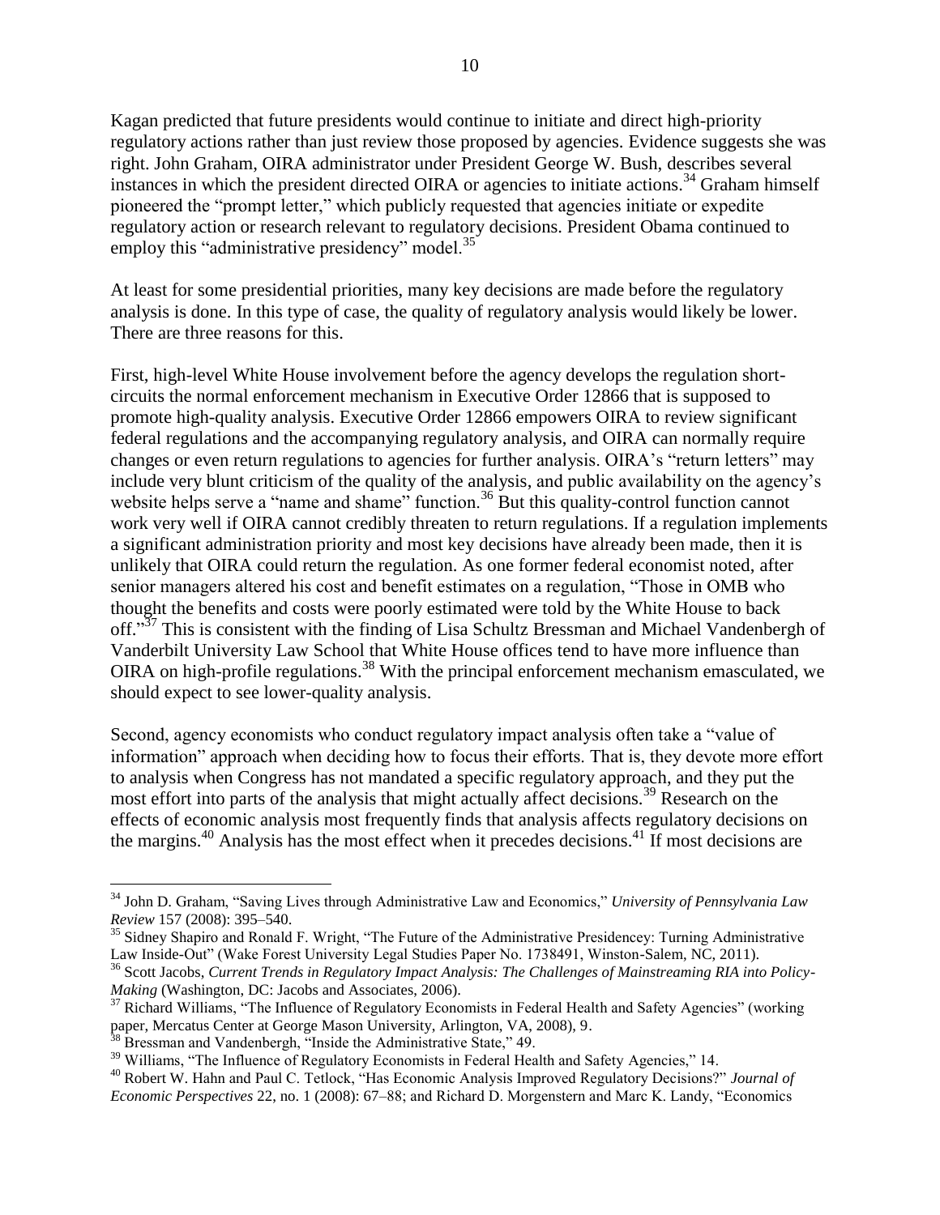Kagan predicted that future presidents would continue to initiate and direct high-priority regulatory actions rather than just review those proposed by agencies. Evidence suggests she was right. John Graham, OIRA administrator under President George W. Bush, describes several instances in which the president directed OIRA or agencies to initiate actions.[34] Graham himself pioneered the "prompt letter," which publicly requested that agencies initiate or expedite regulatory action or research relevant to regulatory decisions. President Obama continued to employ this "administrative presidency" model.[35]

At least for some presidential priorities, many key decisions are made before the regulatory analysis is done. In this type of case, the quality of regulatory analysis would likely be lower. There are three reasons for this.

First, high-level White House involvement before the agency develops the regulation short-circuits the normal enforcement mechanism in Executive Order 12866 that is supposed to promote high-quality analysis. Executive Order 12866 empowers OIRA to review significant federal regulations and the accompanying regulatory analysis, and OIRA can normally require changes or even return regulations to agencies for further analysis. OIRA's "return letters" may include very blunt criticism of the quality of the analysis, and public availability on the agency's website helps serve a "name and shame" function.[36] But this quality-control function cannot work very well if OIRA cannot credibly threaten to return regulations. If a regulation implements a significant administration priority and most key decisions have already been made, then it is unlikely that OIRA could return the regulation. As one former federal economist noted, after senior managers altered his cost and benefit estimates on a regulation, "Those in OMB who thought the benefits and costs were poorly estimated were told by the White House to back off."[37] This is consistent with the finding of Lisa Schultz Bressman and Michael Vandenbergh of Vanderbilt University Law School that White House offices tend to have more influence than OIRA on high-profile regulations.[38] With the principal enforcement mechanism emasculated, we should expect to see lower-quality analysis.

Second, agency economists who conduct regulatory impact analysis often take a "value of information" approach when deciding how to focus their efforts. That is, they devote more effort to analysis when Congress has not mandated a specific regulatory approach, and they put the most effort into parts of the analysis that might actually affect decisions.[39] Research on the effects of economic analysis most frequently finds that analysis affects regulatory decisions on the margins.[40] Analysis has the most effect when it precedes decisions.[41] If most decisions are

---

[34] John D. Graham, "Saving Lives through Administrative Law and Economics," *University of Pennsylvania Law Review* 157 (2008): 395–540.

[35] Sidney Shapiro and Ronald F. Wright, "The Future of the Administrative Presidencey: Turning Administrative Law Inside-Out" (Wake Forest University Legal Studies Paper No. 1738491, Winston-Salem, NC, 2011).

[36] Scott Jacobs, *Current Trends in Regulatory Impact Analysis: The Challenges of Mainstreaming RIA into Policy-Making* (Washington, DC: Jacobs and Associates, 2006).

[37] Richard Williams, "The Influence of Regulatory Economists in Federal Health and Safety Agencies" (working paper, Mercatus Center at George Mason University, Arlington, VA, 2008), 9.

[38] Bressman and Vandenbergh, "Inside the Administrative State," 49.

[39] Williams, "The Influence of Regulatory Economists in Federal Health and Safety Agencies," 14.

[40] Robert W. Hahn and Paul C. Tetlock, "Has Economic Analysis Improved Regulatory Decisions?" *Journal of Economic Perspectives* 22, no. 1 (2008): 67–88; and Richard D. Morgenstern and Marc K. Landy, "Economics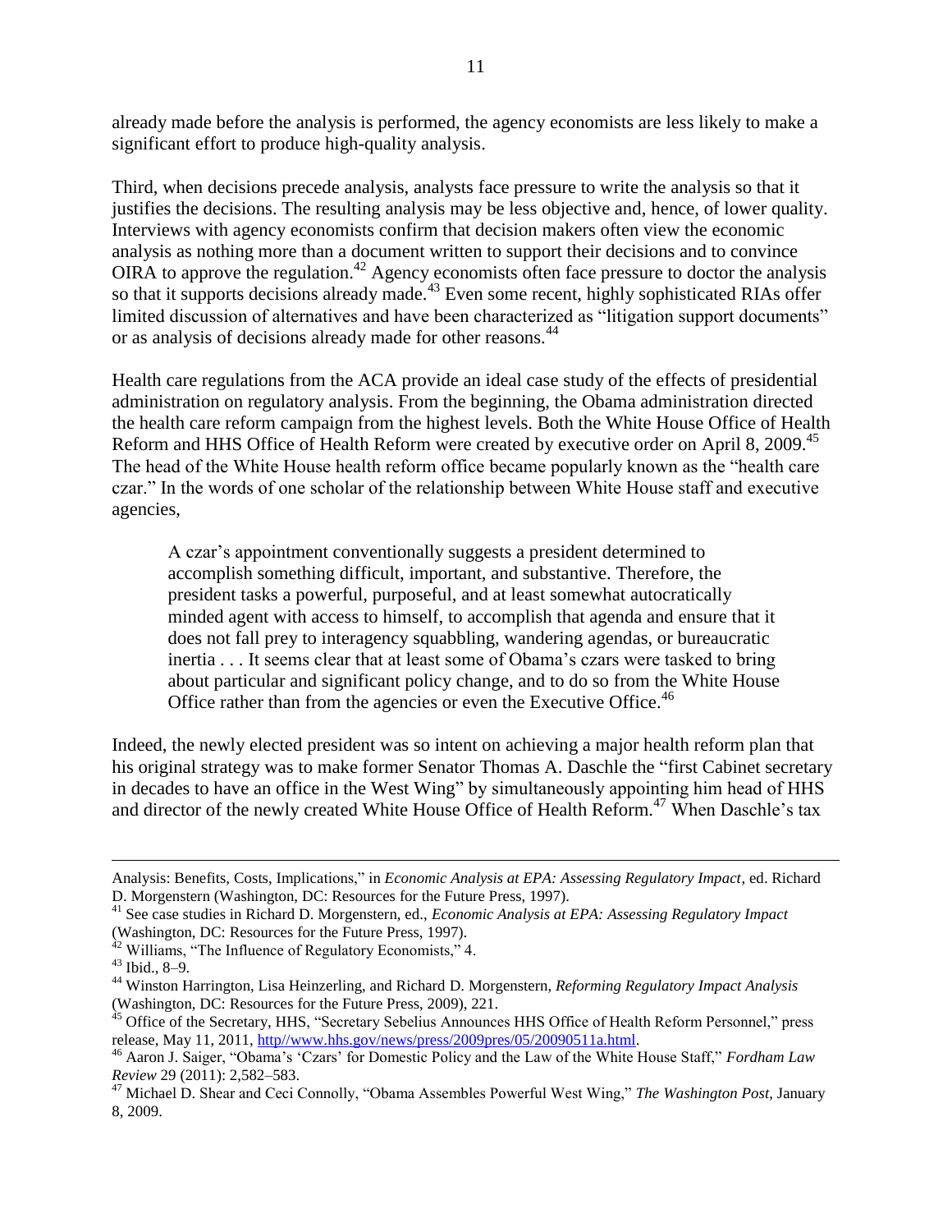already made before the analysis is performed, the agency economists are less likely to make a significant effort to produce high-quality analysis.

Third, when decisions precede analysis, analysts face pressure to write the analysis so that it justifies the decisions. The resulting analysis may be less objective and, hence, of lower quality. Interviews with agency economists confirm that decision makers often view the economic analysis as nothing more than a document written to support their decisions and to convince OIRA to approve the regulation.[42] Agency economists often face pressure to doctor the analysis so that it supports decisions already made.[43] Even some recent, highly sophisticated RIAs offer limited discussion of alternatives and have been characterized as "litigation support documents" or as analysis of decisions already made for other reasons.[44]

Health care regulations from the ACA provide an ideal case study of the effects of presidential administration on regulatory analysis. From the beginning, the Obama administration directed the health care reform campaign from the highest levels. Both the White House Office of Health Reform and HHS Office of Health Reform were created by executive order on April 8, 2009.[45] The head of the White House health reform office became popularly known as the "health care czar." In the words of one scholar of the relationship between White House staff and executive agencies,

> A czar's appointment conventionally suggests a president determined to accomplish something difficult, important, and substantive. Therefore, the president tasks a powerful, purposeful, and at least somewhat autocratically minded agent with access to himself, to accomplish that agenda and ensure that it does not fall prey to interagency squabbling, wandering agendas, or bureaucratic inertia . . . It seems clear that at least some of Obama's czars were tasked to bring about particular and significant policy change, and to do so from the White House Office rather than from the agencies or even the Executive Office.[46]

Indeed, the newly elected president was so intent on achieving a major health reform plan that his original strategy was to make former Senator Thomas A. Daschle the "first Cabinet secretary in decades to have an office in the West Wing" by simultaneously appointing him head of HHS and director of the newly created White House Office of Health Reform.[47] When Daschle's tax

---

Analysis: Benefits, Costs, Implications," in *Economic Analysis at EPA: Assessing Regulatory Impact*, ed. Richard D. Morgenstern (Washington, DC: Resources for the Future Press, 1997).

[41] See case studies in Richard D. Morgenstern, ed., *Economic Analysis at EPA: Assessing Regulatory Impact* (Washington, DC: Resources for the Future Press, 1997).

[42] Williams, "The Influence of Regulatory Economists," 4.

[43] Ibid., 8–9.

[44] Winston Harrington, Lisa Heinzerling, and Richard D. Morgenstern, *Reforming Regulatory Impact Analysis* (Washington, DC: Resources for the Future Press, 2009), 221.

[45] Office of the Secretary, HHS, "Secretary Sebelius Announces HHS Office of Health Reform Personnel," press release, May 11, 2011, http//www.hhs.gov/news/press/2009pres/05/20090511a.html.

[46] Aaron J. Saiger, "Obama's 'Czars' for Domestic Policy and the Law of the White House Staff," *Fordham Law Review* 29 (2011): 2,582–583.

[47] Michael D. Shear and Ceci Connolly, "Obama Assembles Powerful West Wing," *The Washington Post*, January 8, 2009.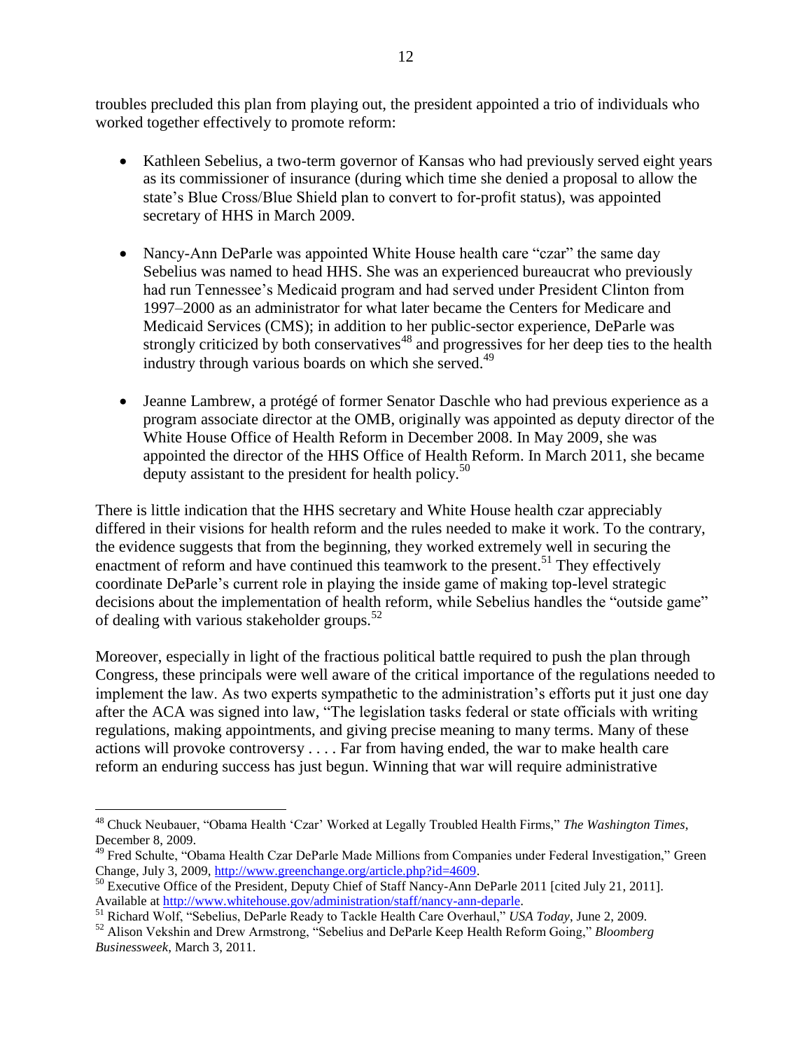troubles precluded this plan from playing out, the president appointed a trio of individuals who worked together effectively to promote reform:

- Kathleen Sebelius, a two-term governor of Kansas who had previously served eight years as its commissioner of insurance (during which time she denied a proposal to allow the state's Blue Cross/Blue Shield plan to convert to for-profit status), was appointed secretary of HHS in March 2009.

- Nancy-Ann DeParle was appointed White House health care "czar" the same day Sebelius was named to head HHS. She was an experienced bureaucrat who previously had run Tennessee's Medicaid program and had served under President Clinton from 1997–2000 as an administrator for what later became the Centers for Medicare and Medicaid Services (CMS); in addition to her public-sector experience, DeParle was strongly criticized by both conservatives[48] and progressives for her deep ties to the health industry through various boards on which she served.[49]

- Jeanne Lambrew, a protégé of former Senator Daschle who had previous experience as a program associate director at the OMB, originally was appointed as deputy director of the White House Office of Health Reform in December 2008. In May 2009, she was appointed the director of the HHS Office of Health Reform. In March 2011, she became deputy assistant to the president for health policy.[50]

There is little indication that the HHS secretary and White House health czar appreciably differed in their visions for health reform and the rules needed to make it work. To the contrary, the evidence suggests that from the beginning, they worked extremely well in securing the enactment of reform and have continued this teamwork to the present.[51] They effectively coordinate DeParle's current role in playing the inside game of making top-level strategic decisions about the implementation of health reform, while Sebelius handles the "outside game" of dealing with various stakeholder groups.[52]

Moreover, especially in light of the fractious political battle required to push the plan through Congress, these principals were well aware of the critical importance of the regulations needed to implement the law. As two experts sympathetic to the administration's efforts put it just one day after the ACA was signed into law, "The legislation tasks federal or state officials with writing regulations, making appointments, and giving precise meaning to many terms. Many of these actions will provoke controversy . . . . Far from having ended, the war to make health care reform an enduring success has just begun. Winning that war will require administrative

---

[48] Chuck Neubauer, "Obama Health 'Czar' Worked at Legally Troubled Health Firms," *The Washington Times*, December 8, 2009.

[49] Fred Schulte, "Obama Health Czar DeParle Made Millions from Companies under Federal Investigation," Green Change, July 3, 2009, http://www.greenchange.org/article.php?id=4609.

[50] Executive Office of the President, Deputy Chief of Staff Nancy-Ann DeParle 2011 [cited July 21, 2011]. Available at http://www.whitehouse.gov/administration/staff/nancy-ann-deparle.

[51] Richard Wolf, "Sebelius, DeParle Ready to Tackle Health Care Overhaul," *USA Today*, June 2, 2009.

[52] Alison Vekshin and Drew Armstrong, "Sebelius and DeParle Keep Health Reform Going," *Bloomberg Businessweek*, March 3, 2011.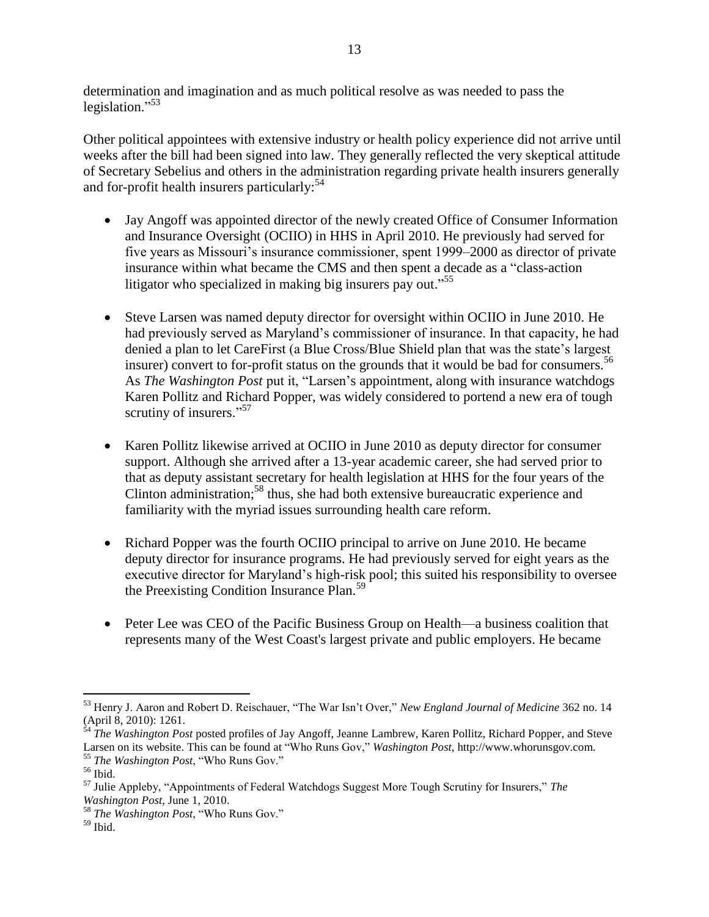determination and imagination and as much political resolve as was needed to pass the legislation."[53]

Other political appointees with extensive industry or health policy experience did not arrive until weeks after the bill had been signed into law. They generally reflected the very skeptical attitude of Secretary Sebelius and others in the administration regarding private health insurers generally and for-profit health insurers particularly:[54]

- Jay Angoff was appointed director of the newly created Office of Consumer Information and Insurance Oversight (OCIIO) in HHS in April 2010. He previously had served for five years as Missouri's insurance commissioner, spent 1999–2000 as director of private insurance within what became the CMS and then spent a decade as a "class-action litigator who specialized in making big insurers pay out."[55]

- Steve Larsen was named deputy director for oversight within OCIIO in June 2010. He had previously served as Maryland's commissioner of insurance. In that capacity, he had denied a plan to let CareFirst (a Blue Cross/Blue Shield plan that was the state's largest insurer) convert to for-profit status on the grounds that it would be bad for consumers.[56] As *The Washington Post* put it, "Larsen's appointment, along with insurance watchdogs Karen Pollitz and Richard Popper, was widely considered to portend a new era of tough scrutiny of insurers."[57]

- Karen Pollitz likewise arrived at OCIIO in June 2010 as deputy director for consumer support. Although she arrived after a 13-year academic career, she had served prior to that as deputy assistant secretary for health legislation at HHS for the four years of the Clinton administration;[58] thus, she had both extensive bureaucratic experience and familiarity with the myriad issues surrounding health care reform.

- Richard Popper was the fourth OCIIO principal to arrive on June 2010. He became deputy director for insurance programs. He had previously served for eight years as the executive director for Maryland's high-risk pool; this suited his responsibility to oversee the Preexisting Condition Insurance Plan.[59]

- Peter Lee was CEO of the Pacific Business Group on Health—a business coalition that represents many of the West Coast's largest private and public employers. He became

---

[53] Henry J. Aaron and Robert D. Reischauer, "The War Isn't Over," *New England Journal of Medicine* 362 no. 14 (April 8, 2010): 1261.

[54] *The Washington Post* posted profiles of Jay Angoff, Jeanne Lambrew, Karen Pollitz, Richard Popper, and Steve Larsen on its website. This can be found at "Who Runs Gov," *Washington Post*, http://www.whorunsgov.com.

[55] *The Washington Post*, "Who Runs Gov."

[56] Ibid.

[57] Julie Appleby, "Appointments of Federal Watchdogs Suggest More Tough Scrutiny for Insurers," *The Washington Post*, June 1, 2010.

[58] *The Washington Post*, "Who Runs Gov."

[59] Ibid.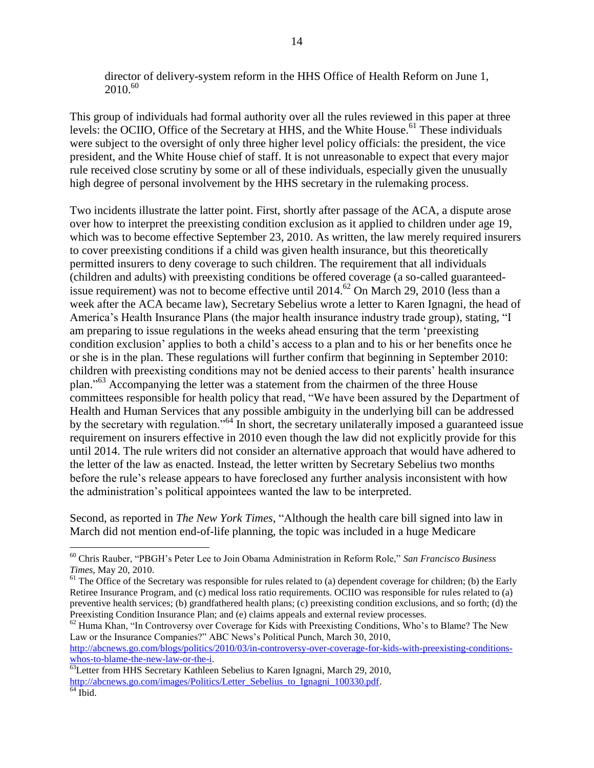director of delivery-system reform in the HHS Office of Health Reform on June 1, 2010.[60]

This group of individuals had formal authority over all the rules reviewed in this paper at three levels: the OCIIO, Office of the Secretary at HHS, and the White House.[61] These individuals were subject to the oversight of only three higher level policy officials: the president, the vice president, and the White House chief of staff. It is not unreasonable to expect that every major rule received close scrutiny by some or all of these individuals, especially given the unusually high degree of personal involvement by the HHS secretary in the rulemaking process.

Two incidents illustrate the latter point. First, shortly after passage of the ACA, a dispute arose over how to interpret the preexisting condition exclusion as it applied to children under age 19, which was to become effective September 23, 2010. As written, the law merely required insurers to cover preexisting conditions if a child was given health insurance, but this theoretically permitted insurers to deny coverage to such children. The requirement that all individuals (children and adults) with preexisting conditions be offered coverage (a so-called guaranteed-issue requirement) was not to become effective until 2014.[62] On March 29, 2010 (less than a week after the ACA became law), Secretary Sebelius wrote a letter to Karen Ignagni, the head of America's Health Insurance Plans (the major health insurance industry trade group), stating, "I am preparing to issue regulations in the weeks ahead ensuring that the term 'preexisting condition exclusion' applies to both a child's access to a plan and to his or her benefits once he or she is in the plan. These regulations will further confirm that beginning in September 2010: children with preexisting conditions may not be denied access to their parents' health insurance plan."[63] Accompanying the letter was a statement from the chairmen of the three House committees responsible for health policy that read, "We have been assured by the Department of Health and Human Services that any possible ambiguity in the underlying bill can be addressed by the secretary with regulation."[64] In short, the secretary unilaterally imposed a guaranteed issue requirement on insurers effective in 2010 even though the law did not explicitly provide for this until 2014. The rule writers did not consider an alternative approach that would have adhered to the letter of the law as enacted. Instead, the letter written by Secretary Sebelius two months before the rule's release appears to have foreclosed any further analysis inconsistent with how the administration's political appointees wanted the law to be interpreted.

Second, as reported in *The New York Times*, "Although the health care bill signed into law in March did not mention end-of-life planning, the topic was included in a huge Medicare

---

[60] Chris Rauber, "PBGH's Peter Lee to Join Obama Administration in Reform Role," *San Francisco Business Times*, May 20, 2010.

[61] The Office of the Secretary was responsible for rules related to (a) dependent coverage for children; (b) the Early Retiree Insurance Program, and (c) medical loss ratio requirements. OCIIO was responsible for rules related to (a) preventive health services; (b) grandfathered health plans; (c) preexisting condition exclusions, and so forth; (d) the Preexisting Condition Insurance Plan; and (e) claims appeals and external review processes.

[62] Huma Khan, "In Controversy over Coverage for Kids with Preexisting Conditions, Who's to Blame? The New Law or the Insurance Companies?" ABC News's Political Punch, March 30, 2010, http://abcnews.go.com/blogs/politics/2010/03/in-controversy-over-coverage-for-kids-with-preexisting-conditions-whos-to-blame-the-new-law-or-the-i.

[63] Letter from HHS Secretary Kathleen Sebelius to Karen Ignagni, March 29, 2010, http://abcnews.go.com/images/Politics/Letter_Sebelius_to_Ignagni_100330.pdf.

[64] Ibid.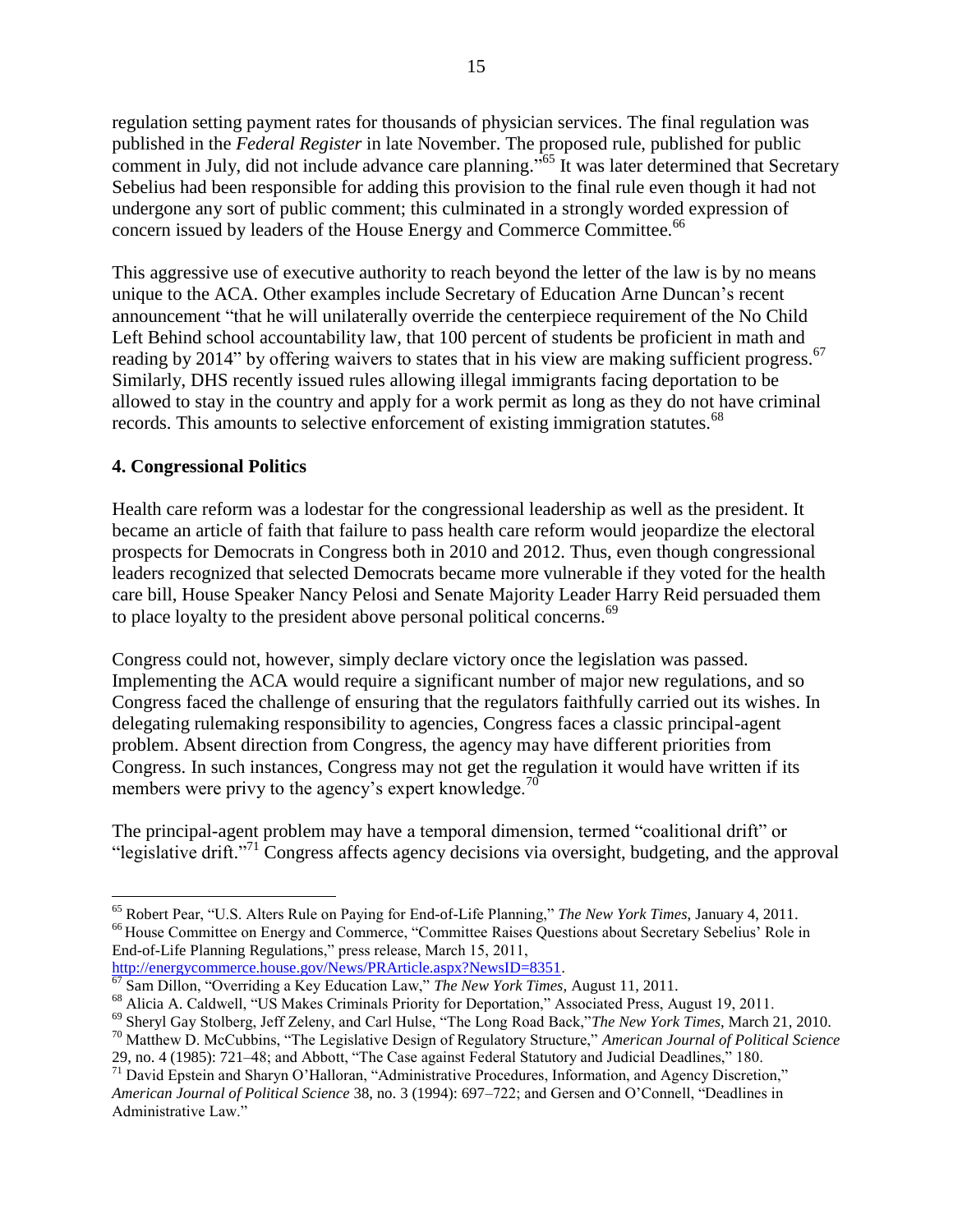regulation setting payment rates for thousands of physician services. The final regulation was published in the *Federal Register* in late November. The proposed rule, published for public comment in July, did not include advance care planning."[65] It was later determined that Secretary Sebelius had been responsible for adding this provision to the final rule even though it had not undergone any sort of public comment; this culminated in a strongly worded expression of concern issued by leaders of the House Energy and Commerce Committee.[66]

This aggressive use of executive authority to reach beyond the letter of the law is by no means unique to the ACA. Other examples include Secretary of Education Arne Duncan's recent announcement "that he will unilaterally override the centerpiece requirement of the No Child Left Behind school accountability law, that 100 percent of students be proficient in math and reading by 2014" by offering waivers to states that in his view are making sufficient progress.[67] Similarly, DHS recently issued rules allowing illegal immigrants facing deportation to be allowed to stay in the country and apply for a work permit as long as they do not have criminal records. This amounts to selective enforcement of existing immigration statutes.[68]

### 4. Congressional Politics

Health care reform was a lodestar for the congressional leadership as well as the president. It became an article of faith that failure to pass health care reform would jeopardize the electoral prospects for Democrats in Congress both in 2010 and 2012. Thus, even though congressional leaders recognized that selected Democrats became more vulnerable if they voted for the health care bill, House Speaker Nancy Pelosi and Senate Majority Leader Harry Reid persuaded them to place loyalty to the president above personal political concerns.[69]

Congress could not, however, simply declare victory once the legislation was passed. Implementing the ACA would require a significant number of major new regulations, and so Congress faced the challenge of ensuring that the regulators faithfully carried out its wishes. In delegating rulemaking responsibility to agencies, Congress faces a classic principal-agent problem. Absent direction from Congress, the agency may have different priorities from Congress. In such instances, Congress may not get the regulation it would have written if its members were privy to the agency's expert knowledge.[70]

The principal-agent problem may have a temporal dimension, termed "coalitional drift" or "legislative drift."[71] Congress affects agency decisions via oversight, budgeting, and the approval

---

[65] Robert Pear, "U.S. Alters Rule on Paying for End-of-Life Planning," *The New York Times*, January 4, 2011.

[66] House Committee on Energy and Commerce, "Committee Raises Questions about Secretary Sebelius' Role in End-of-Life Planning Regulations," press release, March 15, 2011, http://energycommerce.house.gov/News/PRArticle.aspx?NewsID=8351.

[67] Sam Dillon, "Overriding a Key Education Law," *The New York Times*, August 11, 2011.

[68] Alicia A. Caldwell, "US Makes Criminals Priority for Deportation," Associated Press, August 19, 2011.

[69] Sheryl Gay Stolberg, Jeff Zeleny, and Carl Hulse, "The Long Road Back,"*The New York Times*, March 21, 2010.

[70] Matthew D. McCubbins, "The Legislative Design of Regulatory Structure," *American Journal of Political Science* 29, no. 4 (1985): 721–48; and Abbott, "The Case against Federal Statutory and Judicial Deadlines," 180.

[71] David Epstein and Sharyn O'Halloran, "Administrative Procedures, Information, and Agency Discretion," *American Journal of Political Science* 38, no. 3 (1994): 697–722; and Gersen and O'Connell, "Deadlines in Administrative Law."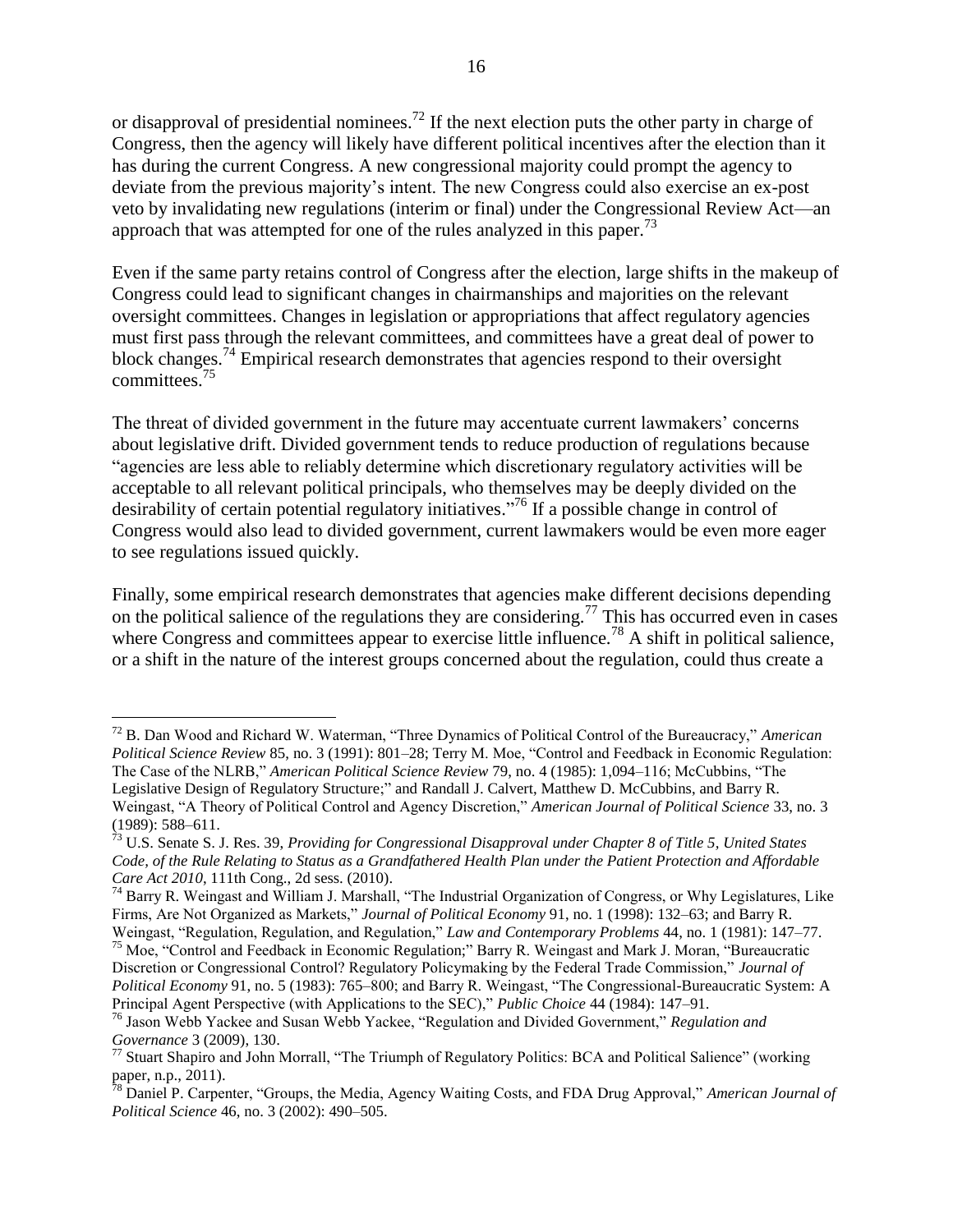or disapproval of presidential nominees.[72] If the next election puts the other party in charge of Congress, then the agency will likely have different political incentives after the election than it has during the current Congress. A new congressional majority could prompt the agency to deviate from the previous majority's intent. The new Congress could also exercise an ex-post veto by invalidating new regulations (interim or final) under the Congressional Review Act—an approach that was attempted for one of the rules analyzed in this paper.[73]

Even if the same party retains control of Congress after the election, large shifts in the makeup of Congress could lead to significant changes in chairmanships and majorities on the relevant oversight committees. Changes in legislation or appropriations that affect regulatory agencies must first pass through the relevant committees, and committees have a great deal of power to block changes.[74] Empirical research demonstrates that agencies respond to their oversight committees.[75]

The threat of divided government in the future may accentuate current lawmakers' concerns about legislative drift. Divided government tends to reduce production of regulations because "agencies are less able to reliably determine which discretionary regulatory activities will be acceptable to all relevant political principals, who themselves may be deeply divided on the desirability of certain potential regulatory initiatives."[76] If a possible change in control of Congress would also lead to divided government, current lawmakers would be even more eager to see regulations issued quickly.

Finally, some empirical research demonstrates that agencies make different decisions depending on the political salience of the regulations they are considering.[77] This has occurred even in cases where Congress and committees appear to exercise little influence.[78] A shift in political salience, or a shift in the nature of the interest groups concerned about the regulation, could thus create a

---

[72] B. Dan Wood and Richard W. Waterman, "Three Dynamics of Political Control of the Bureaucracy," *American Political Science Review* 85, no. 3 (1991): 801–28; Terry M. Moe, "Control and Feedback in Economic Regulation: The Case of the NLRB," *American Political Science Review* 79, no. 4 (1985): 1,094–116; McCubbins, "The Legislative Design of Regulatory Structure;" and Randall J. Calvert, Matthew D. McCubbins, and Barry R. Weingast, "A Theory of Political Control and Agency Discretion," *American Journal of Political Science* 33, no. 3 (1989): 588–611.

[73] U.S. Senate S. J. Res. 39, *Providing for Congressional Disapproval under Chapter 8 of Title 5, United States Code, of the Rule Relating to Status as a Grandfathered Health Plan under the Patient Protection and Affordable Care Act 2010*, 111th Cong., 2d sess. (2010).

[74] Barry R. Weingast and William J. Marshall, "The Industrial Organization of Congress, or Why Legislatures, Like Firms, Are Not Organized as Markets," *Journal of Political Economy* 91, no. 1 (1998): 132–63; and Barry R. Weingast, "Regulation, Regulation, and Regulation," *Law and Contemporary Problems* 44, no. 1 (1981): 147–77.

[75] Moe, "Control and Feedback in Economic Regulation;" Barry R. Weingast and Mark J. Moran, "Bureaucratic Discretion or Congressional Control? Regulatory Policymaking by the Federal Trade Commission," *Journal of Political Economy* 91, no. 5 (1983): 765–800; and Barry R. Weingast, "The Congressional-Bureaucratic System: A Principal Agent Perspective (with Applications to the SEC)," *Public Choice* 44 (1984): 147–91.

[76] Jason Webb Yackee and Susan Webb Yackee, "Regulation and Divided Government," *Regulation and Governance* 3 (2009), 130.

[77] Stuart Shapiro and John Morrall, "The Triumph of Regulatory Politics: BCA and Political Salience" (working paper, n.p., 2011).

[78] Daniel P. Carpenter, "Groups, the Media, Agency Waiting Costs, and FDA Drug Approval," *American Journal of Political Science* 46, no. 3 (2002): 490–505.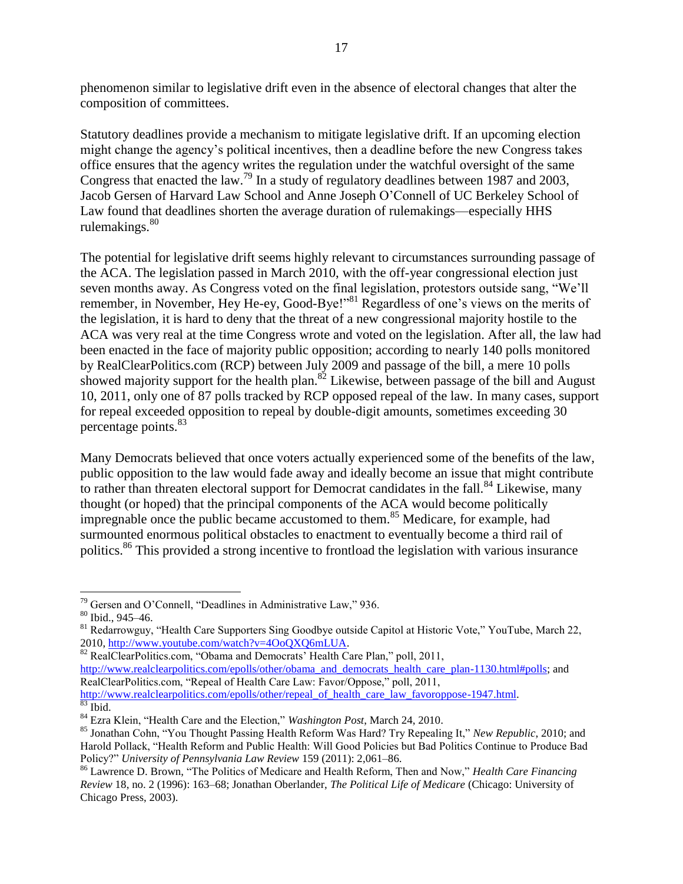phenomenon similar to legislative drift even in the absence of electoral changes that alter the composition of committees.

Statutory deadlines provide a mechanism to mitigate legislative drift. If an upcoming election might change the agency's political incentives, then a deadline before the new Congress takes office ensures that the agency writes the regulation under the watchful oversight of the same Congress that enacted the law.[79] In a study of regulatory deadlines between 1987 and 2003, Jacob Gersen of Harvard Law School and Anne Joseph O'Connell of UC Berkeley School of Law found that deadlines shorten the average duration of rulemakings—especially HHS rulemakings.[80]

The potential for legislative drift seems highly relevant to circumstances surrounding passage of the ACA. The legislation passed in March 2010, with the off-year congressional election just seven months away. As Congress voted on the final legislation, protestors outside sang, "We'll remember, in November, Hey He-ey, Good-Bye!"[81] Regardless of one's views on the merits of the legislation, it is hard to deny that the threat of a new congressional majority hostile to the ACA was very real at the time Congress wrote and voted on the legislation. After all, the law had been enacted in the face of majority public opposition; according to nearly 140 polls monitored by RealClearPolitics.com (RCP) between July 2009 and passage of the bill, a mere 10 polls showed majority support for the health plan.[82] Likewise, between passage of the bill and August 10, 2011, only one of 87 polls tracked by RCP opposed repeal of the law. In many cases, support for repeal exceeded opposition to repeal by double-digit amounts, sometimes exceeding 30 percentage points.[83]

Many Democrats believed that once voters actually experienced some of the benefits of the law, public opposition to the law would fade away and ideally become an issue that might contribute to rather than threaten electoral support for Democrat candidates in the fall.[84] Likewise, many thought (or hoped) that the principal components of the ACA would become politically impregnable once the public became accustomed to them.[85] Medicare, for example, had surmounted enormous political obstacles to enactment to eventually become a third rail of politics.[86] This provided a strong incentive to frontload the legislation with various insurance

---

[79] Gersen and O'Connell, "Deadlines in Administrative Law," 936.

[80] Ibid., 945–46.

[81] Redarrowguy, "Health Care Supporters Sing Goodbye outside Capitol at Historic Vote," YouTube, March 22, 2010, http://www.youtube.com/watch?v=4OoQXQ6mLUA.

[82] RealClearPolitics.com, "Obama and Democrats' Health Care Plan," poll, 2011, http://www.realclearpolitics.com/epolls/other/obama_and_democrats_health_care_plan-1130.html#polls; and RealClearPolitics.com, "Repeal of Health Care Law: Favor/Oppose," poll, 2011, http://www.realclearpolitics.com/epolls/other/repeal_of_health_care_law_favoroppose-1947.html.

[83] Ibid.

[84] Ezra Klein, "Health Care and the Election," *Washington Post*, March 24, 2010.

[85] Jonathan Cohn, "You Thought Passing Health Reform Was Hard? Try Repealing It," *New Republic*, 2010; and Harold Pollack, "Health Reform and Public Health: Will Good Policies but Bad Politics Continue to Produce Bad Policy?" *University of Pennsylvania Law Review* 159 (2011): 2,061–86.

[86] Lawrence D. Brown, "The Politics of Medicare and Health Reform, Then and Now," *Health Care Financing Review* 18, no. 2 (1996): 163–68; Jonathan Oberlander, *The Political Life of Medicare* (Chicago: University of Chicago Press, 2003).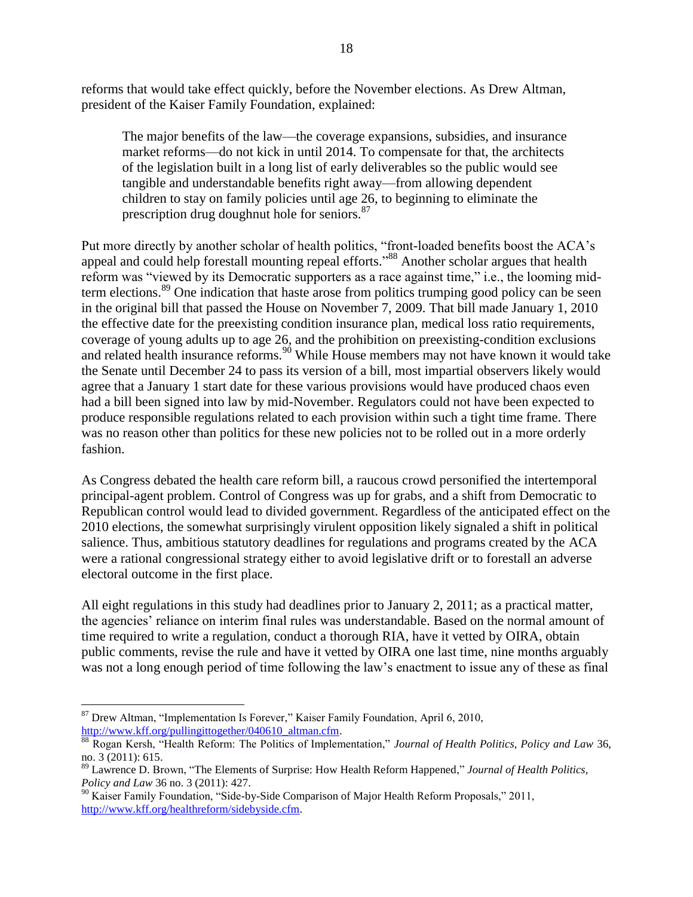reforms that would take effect quickly, before the November elections. As Drew Altman, president of the Kaiser Family Foundation, explained:

> The major benefits of the law—the coverage expansions, subsidies, and insurance market reforms—do not kick in until 2014. To compensate for that, the architects of the legislation built in a long list of early deliverables so the public would see tangible and understandable benefits right away—from allowing dependent children to stay on family policies until age 26, to beginning to eliminate the prescription drug doughnut hole for seniors.[87]

Put more directly by another scholar of health politics, "front-loaded benefits boost the ACA's appeal and could help forestall mounting repeal efforts."[88] Another scholar argues that health reform was "viewed by its Democratic supporters as a race against time," i.e., the looming mid-term elections.[89] One indication that haste arose from politics trumping good policy can be seen in the original bill that passed the House on November 7, 2009. That bill made January 1, 2010 the effective date for the preexisting condition insurance plan, medical loss ratio requirements, coverage of young adults up to age 26, and the prohibition on preexisting-condition exclusions and related health insurance reforms.[90] While House members may not have known it would take the Senate until December 24 to pass its version of a bill, most impartial observers likely would agree that a January 1 start date for these various provisions would have produced chaos even had a bill been signed into law by mid-November. Regulators could not have been expected to produce responsible regulations related to each provision within such a tight time frame. There was no reason other than politics for these new policies not to be rolled out in a more orderly fashion.

As Congress debated the health care reform bill, a raucous crowd personified the intertemporal principal-agent problem. Control of Congress was up for grabs, and a shift from Democratic to Republican control would lead to divided government. Regardless of the anticipated effect on the 2010 elections, the somewhat surprisingly virulent opposition likely signaled a shift in political salience. Thus, ambitious statutory deadlines for regulations and programs created by the ACA were a rational congressional strategy either to avoid legislative drift or to forestall an adverse electoral outcome in the first place.

All eight regulations in this study had deadlines prior to January 2, 2011; as a practical matter, the agencies' reliance on interim final rules was understandable. Based on the normal amount of time required to write a regulation, conduct a thorough RIA, have it vetted by OIRA, obtain public comments, revise the rule and have it vetted by OIRA one last time, nine months arguably was not a long enough period of time following the law's enactment to issue any of these as final

---

[87] Drew Altman, "Implementation Is Forever," Kaiser Family Foundation, April 6, 2010, http://www.kff.org/pullingittogether/040610_altman.cfm.

[88] Rogan Kersh, "Health Reform: The Politics of Implementation," *Journal of Health Politics, Policy and Law* 36, no. 3 (2011): 615.

[89] Lawrence D. Brown, "The Elements of Surprise: How Health Reform Happened," *Journal of Health Politics, Policy and Law* 36 no. 3 (2011): 427.

[90] Kaiser Family Foundation, "Side-by-Side Comparison of Major Health Reform Proposals," 2011, http://www.kff.org/healthreform/sidebyside.cfm.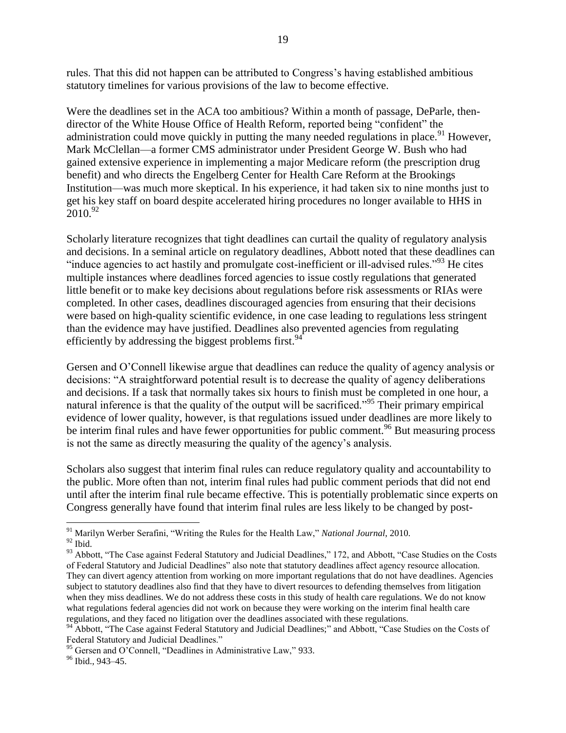rules. That this did not happen can be attributed to Congress's having established ambitious statutory timelines for various provisions of the law to become effective.

Were the deadlines set in the ACA too ambitious? Within a month of passage, DeParle, then-director of the White House Office of Health Reform, reported being "confident" the administration could move quickly in putting the many needed regulations in place.[91] However, Mark McClellan—a former CMS administrator under President George W. Bush who had gained extensive experience in implementing a major Medicare reform (the prescription drug benefit) and who directs the Engelberg Center for Health Care Reform at the Brookings Institution—was much more skeptical. In his experience, it had taken six to nine months just to get his key staff on board despite accelerated hiring procedures no longer available to HHS in 2010.[92]

Scholarly literature recognizes that tight deadlines can curtail the quality of regulatory analysis and decisions. In a seminal article on regulatory deadlines, Abbott noted that these deadlines can "induce agencies to act hastily and promulgate cost-inefficient or ill-advised rules."[93] He cites multiple instances where deadlines forced agencies to issue costly regulations that generated little benefit or to make key decisions about regulations before risk assessments or RIAs were completed. In other cases, deadlines discouraged agencies from ensuring that their decisions were based on high-quality scientific evidence, in one case leading to regulations less stringent than the evidence may have justified. Deadlines also prevented agencies from regulating efficiently by addressing the biggest problems first.[94]

Gersen and O'Connell likewise argue that deadlines can reduce the quality of agency analysis or decisions: "A straightforward potential result is to decrease the quality of agency deliberations and decisions. If a task that normally takes six hours to finish must be completed in one hour, a natural inference is that the quality of the output will be sacrificed."[95] Their primary empirical evidence of lower quality, however, is that regulations issued under deadlines are more likely to be interim final rules and have fewer opportunities for public comment.[96] But measuring process is not the same as directly measuring the quality of the agency's analysis.

Scholars also suggest that interim final rules can reduce regulatory quality and accountability to the public. More often than not, interim final rules had public comment periods that did not end until after the interim final rule became effective. This is potentially problematic since experts on Congress generally have found that interim final rules are less likely to be changed by post-

---

[91] Marilyn Werber Serafini, "Writing the Rules for the Health Law," *National Journal*, 2010.

[92] Ibid.

[93] Abbott, "The Case against Federal Statutory and Judicial Deadlines," 172, and Abbott, "Case Studies on the Costs of Federal Statutory and Judicial Deadlines" also note that statutory deadlines affect agency resource allocation. They can divert agency attention from working on more important regulations that do not have deadlines. Agencies subject to statutory deadlines also find that they have to divert resources to defending themselves from litigation when they miss deadlines. We do not address these costs in this study of health care regulations. We do not know what regulations federal agencies did not work on because they were working on the interim final health care regulations, and they faced no litigation over the deadlines associated with these regulations.

[94] Abbott, "The Case against Federal Statutory and Judicial Deadlines;" and Abbott, "Case Studies on the Costs of Federal Statutory and Judicial Deadlines."

[95] Gersen and O'Connell, "Deadlines in Administrative Law," 933.

[96] Ibid., 943–45.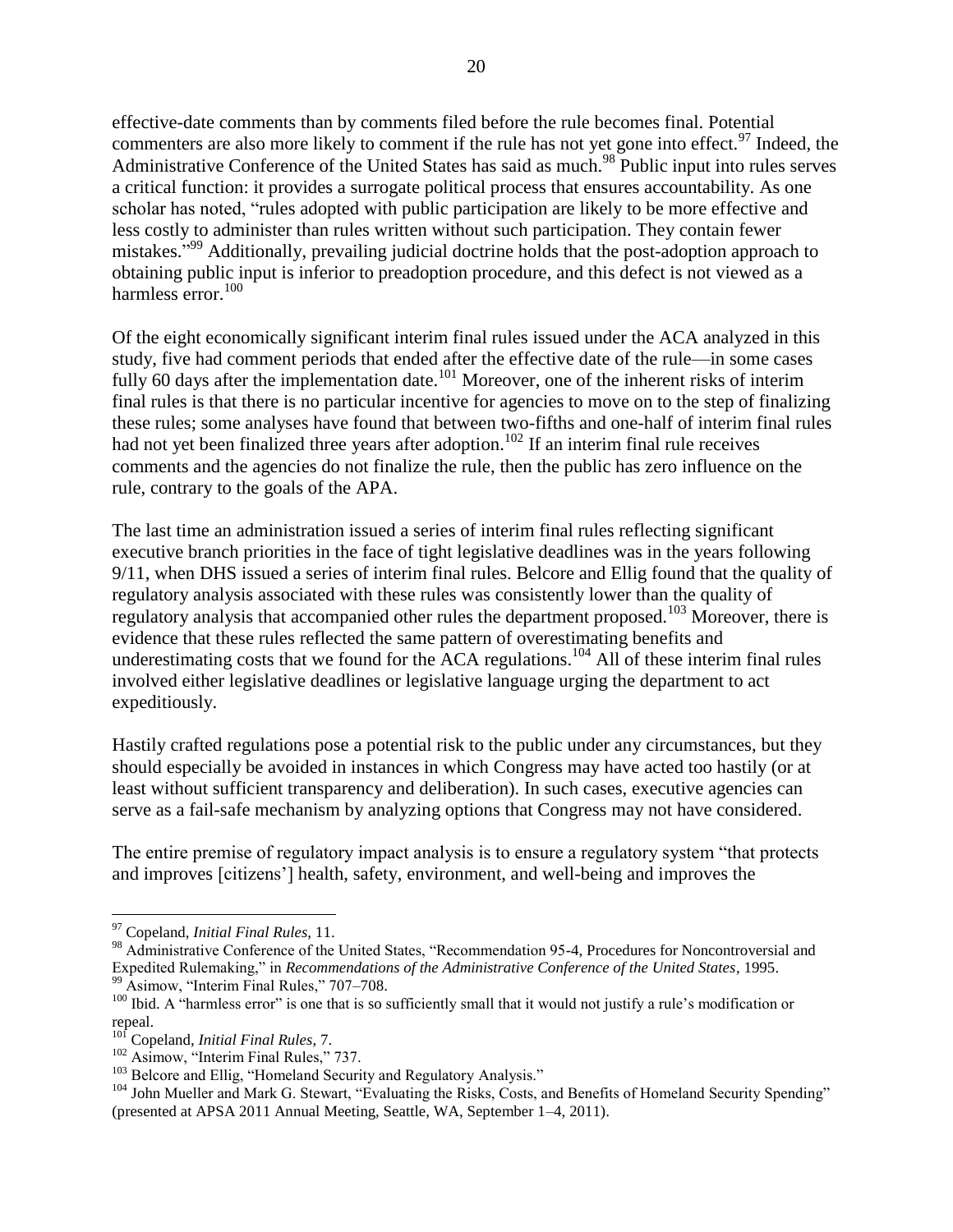effective-date comments than by comments filed before the rule becomes final. Potential commenters are also more likely to comment if the rule has not yet gone into effect.[97] Indeed, the Administrative Conference of the United States has said as much.[98] Public input into rules serves a critical function: it provides a surrogate political process that ensures accountability. As one scholar has noted, "rules adopted with public participation are likely to be more effective and less costly to administer than rules written without such participation. They contain fewer mistakes."[99] Additionally, prevailing judicial doctrine holds that the post-adoption approach to obtaining public input is inferior to preadoption procedure, and this defect is not viewed as a harmless error.[100]

Of the eight economically significant interim final rules issued under the ACA analyzed in this study, five had comment periods that ended after the effective date of the rule—in some cases fully 60 days after the implementation date.[101] Moreover, one of the inherent risks of interim final rules is that there is no particular incentive for agencies to move on to the step of finalizing these rules; some analyses have found that between two-fifths and one-half of interim final rules had not yet been finalized three years after adoption.[102] If an interim final rule receives comments and the agencies do not finalize the rule, then the public has zero influence on the rule, contrary to the goals of the APA.

The last time an administration issued a series of interim final rules reflecting significant executive branch priorities in the face of tight legislative deadlines was in the years following 9/11, when DHS issued a series of interim final rules. Belcore and Ellig found that the quality of regulatory analysis associated with these rules was consistently lower than the quality of regulatory analysis that accompanied other rules the department proposed.[103] Moreover, there is evidence that these rules reflected the same pattern of overestimating benefits and underestimating costs that we found for the ACA regulations.[104] All of these interim final rules involved either legislative deadlines or legislative language urging the department to act expeditiously.

Hastily crafted regulations pose a potential risk to the public under any circumstances, but they should especially be avoided in instances in which Congress may have acted too hastily (or at least without sufficient transparency and deliberation). In such cases, executive agencies can serve as a fail-safe mechanism by analyzing options that Congress may not have considered.

The entire premise of regulatory impact analysis is to ensure a regulatory system "that protects and improves [citizens'] health, safety, environment, and well-being and improves the

---

[97] Copeland, *Initial Final Rules*, 11.

[98] Administrative Conference of the United States, "Recommendation 95-4, Procedures for Noncontroversial and Expedited Rulemaking," in *Recommendations of the Administrative Conference of the United States*, 1995.

[99] Asimow, "Interim Final Rules," 707–708.

[100] Ibid. A "harmless error" is one that is so sufficiently small that it would not justify a rule's modification or repeal.

[101] Copeland, *Initial Final Rules*, 7.

[102] Asimow, "Interim Final Rules," 737.

[103] Belcore and Ellig, "Homeland Security and Regulatory Analysis."

[104] John Mueller and Mark G. Stewart, "Evaluating the Risks, Costs, and Benefits of Homeland Security Spending" (presented at APSA 2011 Annual Meeting, Seattle, WA, September 1–4, 2011).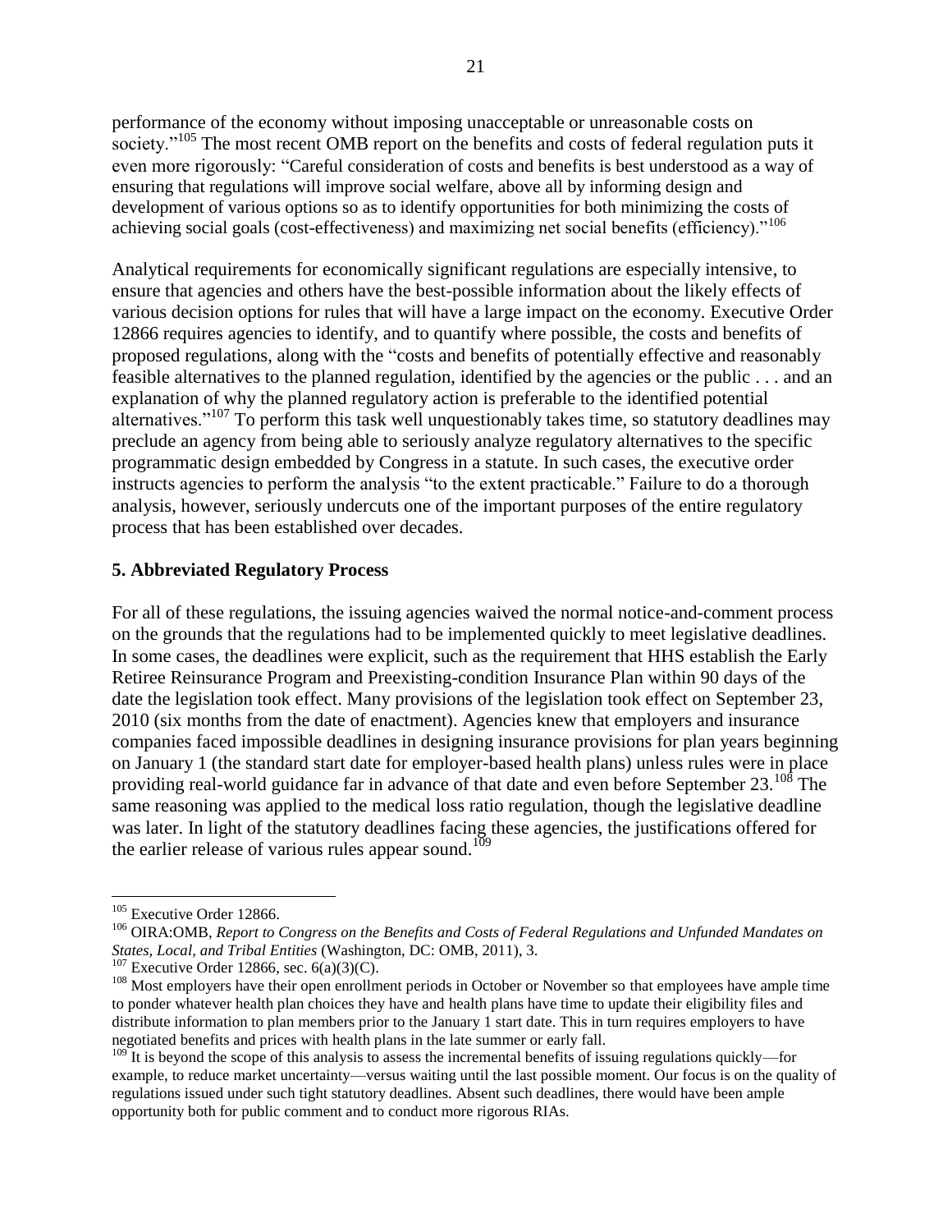performance of the economy without imposing unacceptable or unreasonable costs on society."[105] The most recent OMB report on the benefits and costs of federal regulation puts it even more rigorously: "Careful consideration of costs and benefits is best understood as a way of ensuring that regulations will improve social welfare, above all by informing design and development of various options so as to identify opportunities for both minimizing the costs of achieving social goals (cost-effectiveness) and maximizing net social benefits (efficiency)."[106]

Analytical requirements for economically significant regulations are especially intensive, to ensure that agencies and others have the best-possible information about the likely effects of various decision options for rules that will have a large impact on the economy. Executive Order 12866 requires agencies to identify, and to quantify where possible, the costs and benefits of proposed regulations, along with the "costs and benefits of potentially effective and reasonably feasible alternatives to the planned regulation, identified by the agencies or the public . . . and an explanation of why the planned regulatory action is preferable to the identified potential alternatives."[107] To perform this task well unquestionably takes time, so statutory deadlines may preclude an agency from being able to seriously analyze regulatory alternatives to the specific programmatic design embedded by Congress in a statute. In such cases, the executive order instructs agencies to perform the analysis "to the extent practicable." Failure to do a thorough analysis, however, seriously undercuts one of the important purposes of the entire regulatory process that has been established over decades.

### 5. Abbreviated Regulatory Process

For all of these regulations, the issuing agencies waived the normal notice-and-comment process on the grounds that the regulations had to be implemented quickly to meet legislative deadlines. In some cases, the deadlines were explicit, such as the requirement that HHS establish the Early Retiree Reinsurance Program and Preexisting-condition Insurance Plan within 90 days of the date the legislation took effect. Many provisions of the legislation took effect on September 23, 2010 (six months from the date of enactment). Agencies knew that employers and insurance companies faced impossible deadlines in designing insurance provisions for plan years beginning on January 1 (the standard start date for employer-based health plans) unless rules were in place providing real-world guidance far in advance of that date and even before September 23.[108] The same reasoning was applied to the medical loss ratio regulation, though the legislative deadline was later. In light of the statutory deadlines facing these agencies, the justifications offered for the earlier release of various rules appear sound.[109]

---

[105] Executive Order 12866.

[106] OIRA:OMB, *Report to Congress on the Benefits and Costs of Federal Regulations and Unfunded Mandates on States, Local, and Tribal Entities* (Washington, DC: OMB, 2011), 3.

[107] Executive Order 12866, sec. 6(a)(3)(C).

[108] Most employers have their open enrollment periods in October or November so that employees have ample time to ponder whatever health plan choices they have and health plans have time to update their eligibility files and distribute information to plan members prior to the January 1 start date. This in turn requires employers to have negotiated benefits and prices with health plans in the late summer or early fall.

[109] It is beyond the scope of this analysis to assess the incremental benefits of issuing regulations quickly—for example, to reduce market uncertainty—versus waiting until the last possible moment. Our focus is on the quality of regulations issued under such tight statutory deadlines. Absent such deadlines, there would have been ample opportunity both for public comment and to conduct more rigorous RIAs.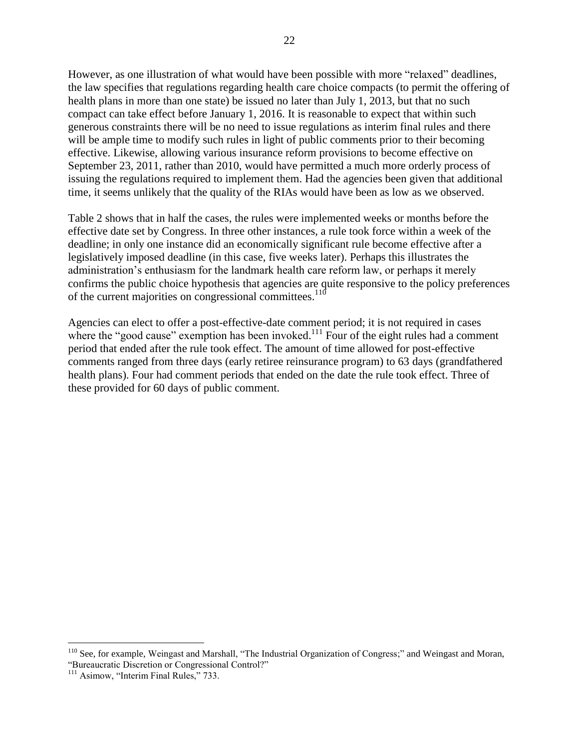However, as one illustration of what would have been possible with more "relaxed" deadlines, the law specifies that regulations regarding health care choice compacts (to permit the offering of health plans in more than one state) be issued no later than July 1, 2013, but that no such compact can take effect before January 1, 2016. It is reasonable to expect that within such generous constraints there will be no need to issue regulations as interim final rules and there will be ample time to modify such rules in light of public comments prior to their becoming effective. Likewise, allowing various insurance reform provisions to become effective on September 23, 2011, rather than 2010, would have permitted a much more orderly process of issuing the regulations required to implement them. Had the agencies been given that additional time, it seems unlikely that the quality of the RIAs would have been as low as we observed.

Table 2 shows that in half the cases, the rules were implemented weeks or months before the effective date set by Congress. In three other instances, a rule took force within a week of the deadline; in only one instance did an economically significant rule become effective after a legislatively imposed deadline (in this case, five weeks later). Perhaps this illustrates the administration's enthusiasm for the landmark health care reform law, or perhaps it merely confirms the public choice hypothesis that agencies are quite responsive to the policy preferences of the current majorities on congressional committees.[110]

Agencies can elect to offer a post-effective-date comment period; it is not required in cases where the "good cause" exemption has been invoked.[111] Four of the eight rules had a comment period that ended after the rule took effect. The amount of time allowed for post-effective comments ranged from three days (early retiree reinsurance program) to 63 days (grandfathered health plans). Four had comment periods that ended on the date the rule took effect. Three of these provided for 60 days of public comment.

[110] See, for example, Weingast and Marshall, "The Industrial Organization of Congress;" and Weingast and Moran, "Bureaucratic Discretion or Congressional Control?"

[111] Asimow, "Interim Final Rules," 733.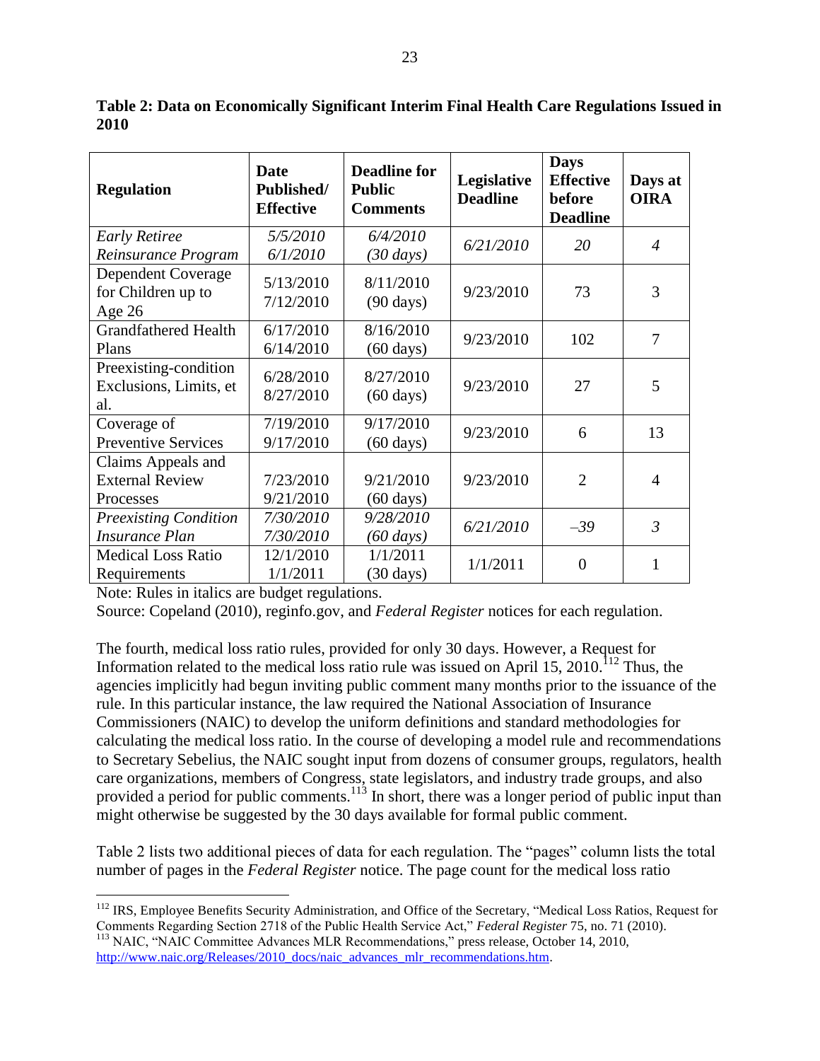**Table 2: Data on Economically Significant Interim Final Health Care Regulations Issued in 2010**

| Regulation | Date Published/ Effective | Deadline for Public Comments | Legislative Deadline | Days Effective before Deadline | Days at OIRA |
|---|---|---|---|---|---|
| *Early Retiree Reinsurance Program* | *5/5/2010 6/1/2010* | *6/4/2010 (30 days)* | *6/21/2010* | *20* | *4* |
| Dependent Coverage for Children up to Age 26 | 5/13/2010 7/12/2010 | 8/11/2010 (90 days) | 9/23/2010 | 73 | 3 |
| Grandfathered Health Plans | 6/17/2010 6/14/2010 | 8/16/2010 (60 days) | 9/23/2010 | 102 | 7 |
| Preexisting-condition Exclusions, Limits, et al. | 6/28/2010 8/27/2010 | 8/27/2010 (60 days) | 9/23/2010 | 27 | 5 |
| Coverage of Preventive Services | 7/19/2010 9/17/2010 | 9/17/2010 (60 days) | 9/23/2010 | 6 | 13 |
| Claims Appeals and External Review Processes | 7/23/2010 9/21/2010 | 9/21/2010 (60 days) | 9/23/2010 | 2 | 4 |
| *Preexisting Condition Insurance Plan* | *7/30/2010 7/30/2010* | *9/28/2010 (60 days)* | *6/21/2010* | *–39* | *3* |
| Medical Loss Ratio Requirements | 12/1/2010 1/1/2011 | 1/1/2011 (30 days) | 1/1/2011 | 0 | 1 |

Note: Rules in italics are budget regulations.

Source: Copeland (2010), reginfo.gov, and *Federal Register* notices for each regulation.

The fourth, medical loss ratio rules, provided for only 30 days. However, a Request for Information related to the medical loss ratio rule was issued on April 15, 2010.[112] Thus, the agencies implicitly had begun inviting public comment many months prior to the issuance of the rule. In this particular instance, the law required the National Association of Insurance Commissioners (NAIC) to develop the uniform definitions and standard methodologies for calculating the medical loss ratio. In the course of developing a model rule and recommendations to Secretary Sebelius, the NAIC sought input from dozens of consumer groups, regulators, health care organizations, members of Congress, state legislators, and industry trade groups, and also provided a period for public comments.[113] In short, there was a longer period of public input than might otherwise be suggested by the 30 days available for formal public comment.

Table 2 lists two additional pieces of data for each regulation. The "pages" column lists the total number of pages in the *Federal Register* notice. The page count for the medical loss ratio

---

[112] IRS, Employee Benefits Security Administration, and Office of the Secretary, "Medical Loss Ratios, Request for Comments Regarding Section 2718 of the Public Health Service Act," *Federal Register* 75, no. 71 (2010).

[113] NAIC, "NAIC Committee Advances MLR Recommendations," press release, October 14, 2010, http://www.naic.org/Releases/2010_docs/naic_advances_mlr_recommendations.htm.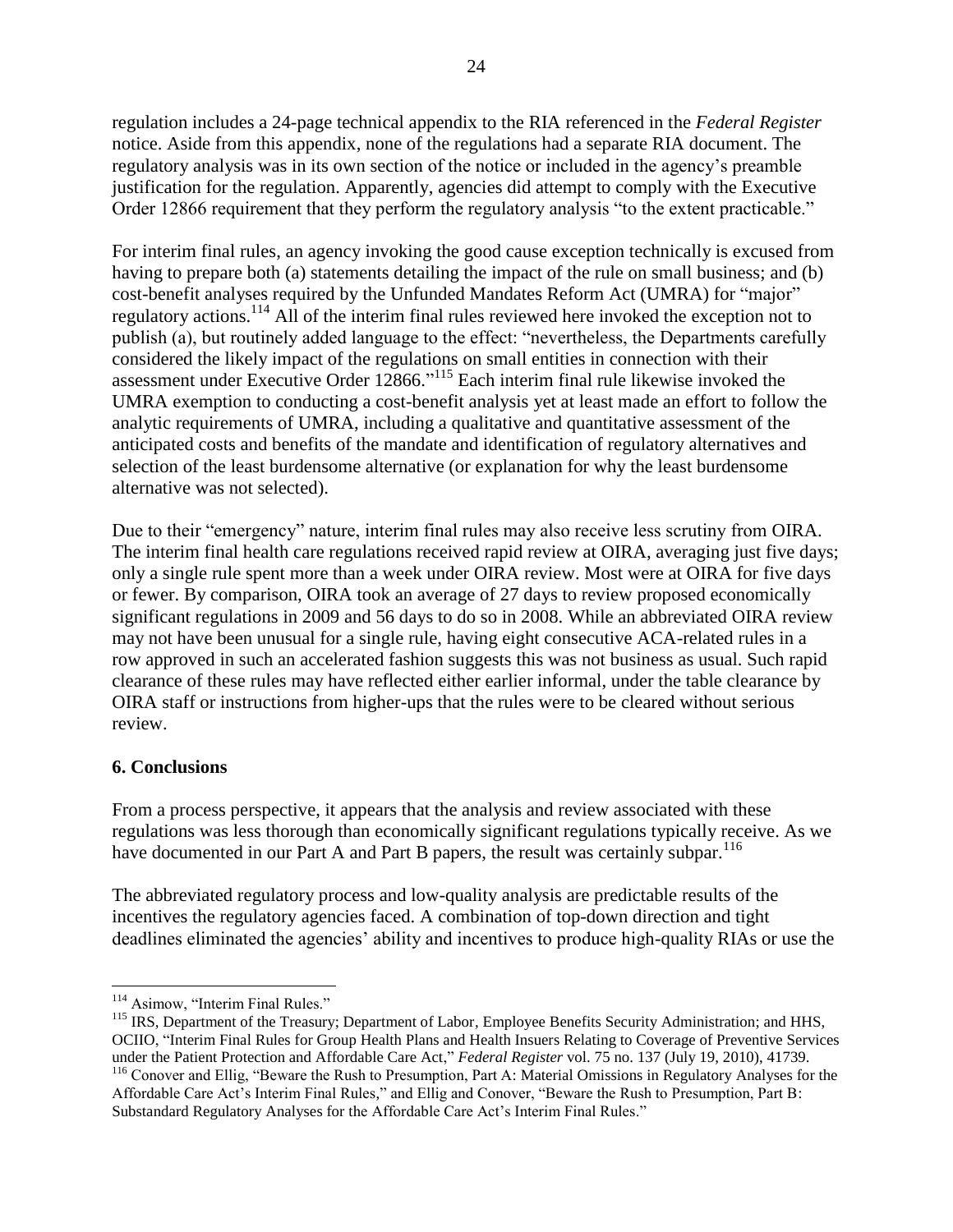regulation includes a 24-page technical appendix to the RIA referenced in the *Federal Register* notice. Aside from this appendix, none of the regulations had a separate RIA document. The regulatory analysis was in its own section of the notice or included in the agency's preamble justification for the regulation. Apparently, agencies did attempt to comply with the Executive Order 12866 requirement that they perform the regulatory analysis "to the extent practicable."

For interim final rules, an agency invoking the good cause exception technically is excused from having to prepare both (a) statements detailing the impact of the rule on small business; and (b) cost-benefit analyses required by the Unfunded Mandates Reform Act (UMRA) for "major" regulatory actions.[114] All of the interim final rules reviewed here invoked the exception not to publish (a), but routinely added language to the effect: "nevertheless, the Departments carefully considered the likely impact of the regulations on small entities in connection with their assessment under Executive Order 12866."[115] Each interim final rule likewise invoked the UMRA exemption to conducting a cost-benefit analysis yet at least made an effort to follow the analytic requirements of UMRA, including a qualitative and quantitative assessment of the anticipated costs and benefits of the mandate and identification of regulatory alternatives and selection of the least burdensome alternative (or explanation for why the least burdensome alternative was not selected).

Due to their "emergency" nature, interim final rules may also receive less scrutiny from OIRA. The interim final health care regulations received rapid review at OIRA, averaging just five days; only a single rule spent more than a week under OIRA review. Most were at OIRA for five days or fewer. By comparison, OIRA took an average of 27 days to review proposed economically significant regulations in 2009 and 56 days to do so in 2008. While an abbreviated OIRA review may not have been unusual for a single rule, having eight consecutive ACA-related rules in a row approved in such an accelerated fashion suggests this was not business as usual. Such rapid clearance of these rules may have reflected either earlier informal, under the table clearance by OIRA staff or instructions from higher-ups that the rules were to be cleared without serious review.

## 6. Conclusions

From a process perspective, it appears that the analysis and review associated with these regulations was less thorough than economically significant regulations typically receive. As we have documented in our Part A and Part B papers, the result was certainly subpar.[116]

The abbreviated regulatory process and low-quality analysis are predictable results of the incentives the regulatory agencies faced. A combination of top-down direction and tight deadlines eliminated the agencies' ability and incentives to produce high-quality RIAs or use the

---

[114] Asimow, "Interim Final Rules."

[115] IRS, Department of the Treasury; Department of Labor, Employee Benefits Security Administration; and HHS, OCIIO, "Interim Final Rules for Group Health Plans and Health Insuers Relating to Coverage of Preventive Services under the Patient Protection and Affordable Care Act," *Federal Register* vol. 75 no. 137 (July 19, 2010), 41739.

[116] Conover and Ellig, "Beware the Rush to Presumption, Part A: Material Omissions in Regulatory Analyses for the Affordable Care Act's Interim Final Rules," and Ellig and Conover, "Beware the Rush to Presumption, Part B: Substandard Regulatory Analyses for the Affordable Care Act's Interim Final Rules."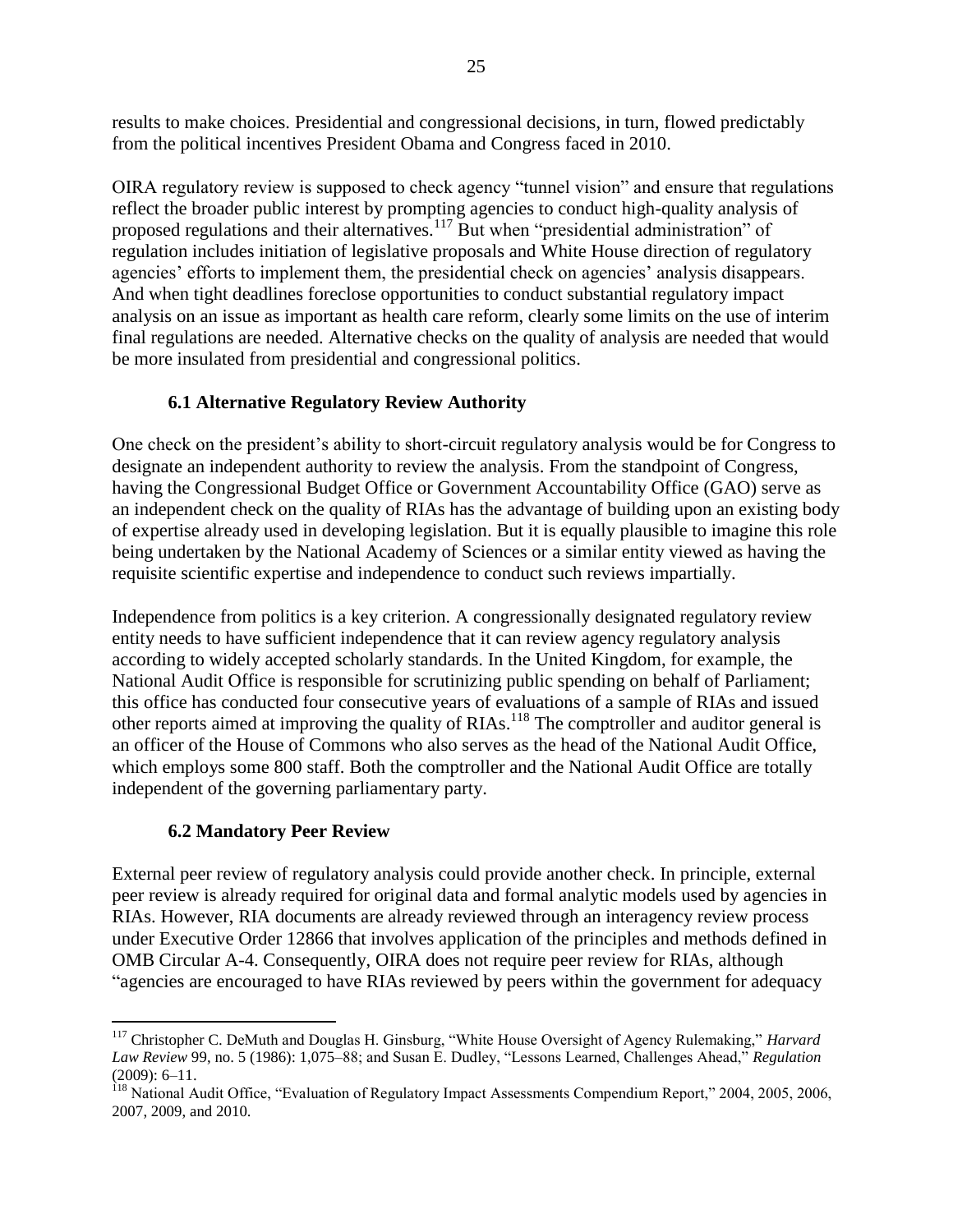results to make choices. Presidential and congressional decisions, in turn, flowed predictably from the political incentives President Obama and Congress faced in 2010.

OIRA regulatory review is supposed to check agency "tunnel vision" and ensure that regulations reflect the broader public interest by prompting agencies to conduct high-quality analysis of proposed regulations and their alternatives.[117] But when "presidential administration" of regulation includes initiation of legislative proposals and White House direction of regulatory agencies' efforts to implement them, the presidential check on agencies' analysis disappears. And when tight deadlines foreclose opportunities to conduct substantial regulatory impact analysis on an issue as important as health care reform, clearly some limits on the use of interim final regulations are needed. Alternative checks on the quality of analysis are needed that would be more insulated from presidential and congressional politics.

### 6.1 Alternative Regulatory Review Authority

One check on the president's ability to short-circuit regulatory analysis would be for Congress to designate an independent authority to review the analysis. From the standpoint of Congress, having the Congressional Budget Office or Government Accountability Office (GAO) serve as an independent check on the quality of RIAs has the advantage of building upon an existing body of expertise already used in developing legislation. But it is equally plausible to imagine this role being undertaken by the National Academy of Sciences or a similar entity viewed as having the requisite scientific expertise and independence to conduct such reviews impartially.

Independence from politics is a key criterion. A congressionally designated regulatory review entity needs to have sufficient independence that it can review agency regulatory analysis according to widely accepted scholarly standards. In the United Kingdom, for example, the National Audit Office is responsible for scrutinizing public spending on behalf of Parliament; this office has conducted four consecutive years of evaluations of a sample of RIAs and issued other reports aimed at improving the quality of RIAs.[118] The comptroller and auditor general is an officer of the House of Commons who also serves as the head of the National Audit Office, which employs some 800 staff. Both the comptroller and the National Audit Office are totally independent of the governing parliamentary party.

### 6.2 Mandatory Peer Review

External peer review of regulatory analysis could provide another check. In principle, external peer review is already required for original data and formal analytic models used by agencies in RIAs. However, RIA documents are already reviewed through an interagency review process under Executive Order 12866 that involves application of the principles and methods defined in OMB Circular A-4. Consequently, OIRA does not require peer review for RIAs, although "agencies are encouraged to have RIAs reviewed by peers within the government for adequacy

---

[117] Christopher C. DeMuth and Douglas H. Ginsburg, "White House Oversight of Agency Rulemaking," *Harvard Law Review* 99, no. 5 (1986): 1,075–88; and Susan E. Dudley, "Lessons Learned, Challenges Ahead," *Regulation* (2009): 6–11.

[118] National Audit Office, "Evaluation of Regulatory Impact Assessments Compendium Report," 2004, 2005, 2006, 2007, 2009, and 2010.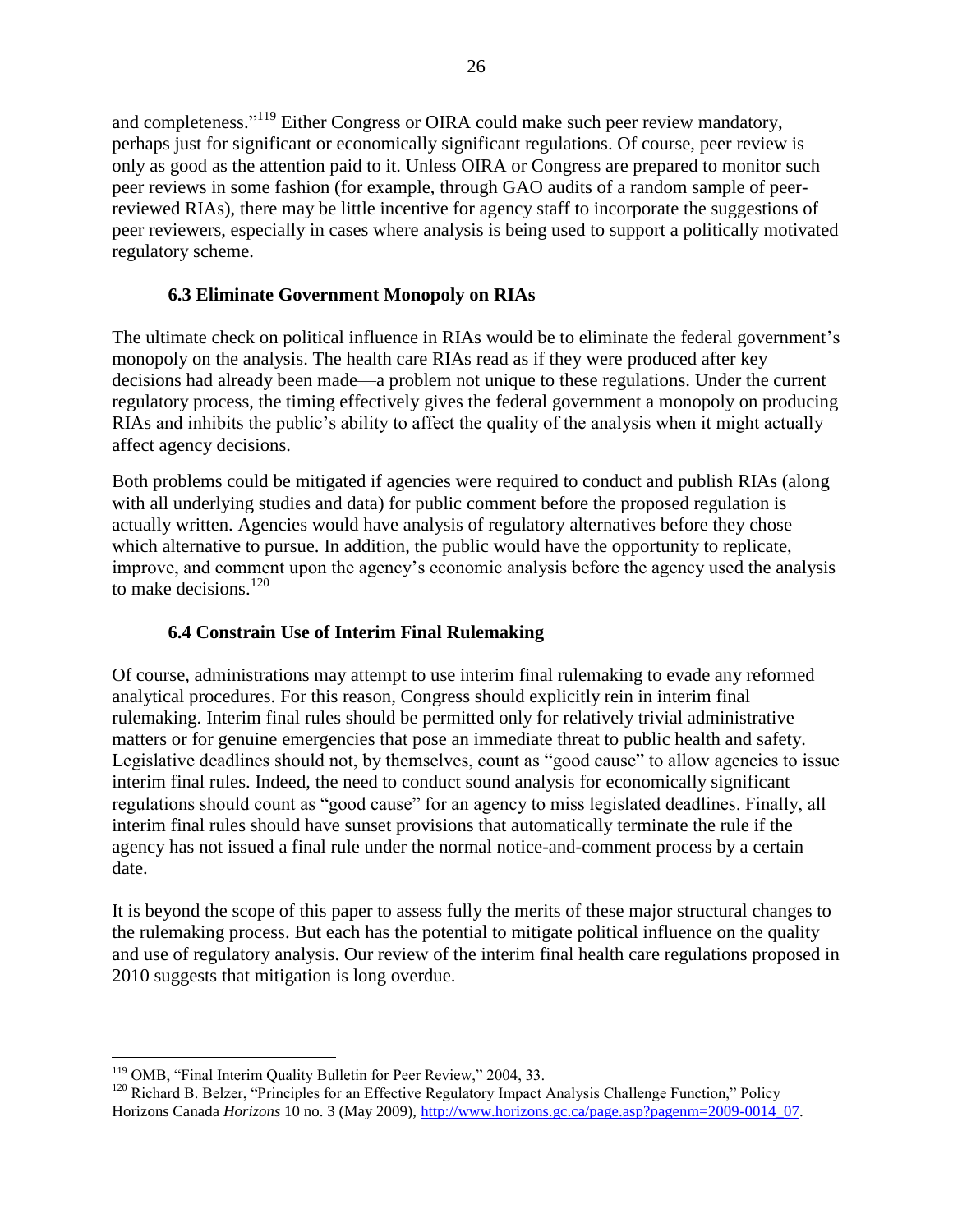and completeness."[119] Either Congress or OIRA could make such peer review mandatory, perhaps just for significant or economically significant regulations. Of course, peer review is only as good as the attention paid to it. Unless OIRA or Congress are prepared to monitor such peer reviews in some fashion (for example, through GAO audits of a random sample of peer-reviewed RIAs), there may be little incentive for agency staff to incorporate the suggestions of peer reviewers, especially in cases where analysis is being used to support a politically motivated regulatory scheme.

### 6.3 Eliminate Government Monopoly on RIAs

The ultimate check on political influence in RIAs would be to eliminate the federal government's monopoly on the analysis. The health care RIAs read as if they were produced after key decisions had already been made—a problem not unique to these regulations. Under the current regulatory process, the timing effectively gives the federal government a monopoly on producing RIAs and inhibits the public's ability to affect the quality of the analysis when it might actually affect agency decisions.

Both problems could be mitigated if agencies were required to conduct and publish RIAs (along with all underlying studies and data) for public comment before the proposed regulation is actually written. Agencies would have analysis of regulatory alternatives before they chose which alternative to pursue. In addition, the public would have the opportunity to replicate, improve, and comment upon the agency's economic analysis before the agency used the analysis to make decisions.[120]

### 6.4 Constrain Use of Interim Final Rulemaking

Of course, administrations may attempt to use interim final rulemaking to evade any reformed analytical procedures. For this reason, Congress should explicitly rein in interim final rulemaking. Interim final rules should be permitted only for relatively trivial administrative matters or for genuine emergencies that pose an immediate threat to public health and safety. Legislative deadlines should not, by themselves, count as "good cause" to allow agencies to issue interim final rules. Indeed, the need to conduct sound analysis for economically significant regulations should count as "good cause" for an agency to miss legislated deadlines. Finally, all interim final rules should have sunset provisions that automatically terminate the rule if the agency has not issued a final rule under the normal notice-and-comment process by a certain date.

It is beyond the scope of this paper to assess fully the merits of these major structural changes to the rulemaking process. But each has the potential to mitigate political influence on the quality and use of regulatory analysis. Our review of the interim final health care regulations proposed in 2010 suggests that mitigation is long overdue.

---

[119] OMB, "Final Interim Quality Bulletin for Peer Review," 2004, 33.

[120] Richard B. Belzer, "Principles for an Effective Regulatory Impact Analysis Challenge Function," Policy Horizons Canada *Horizons* 10 no. 3 (May 2009), http://www.horizons.gc.ca/page.asp?pagenm=2009-0014_07.